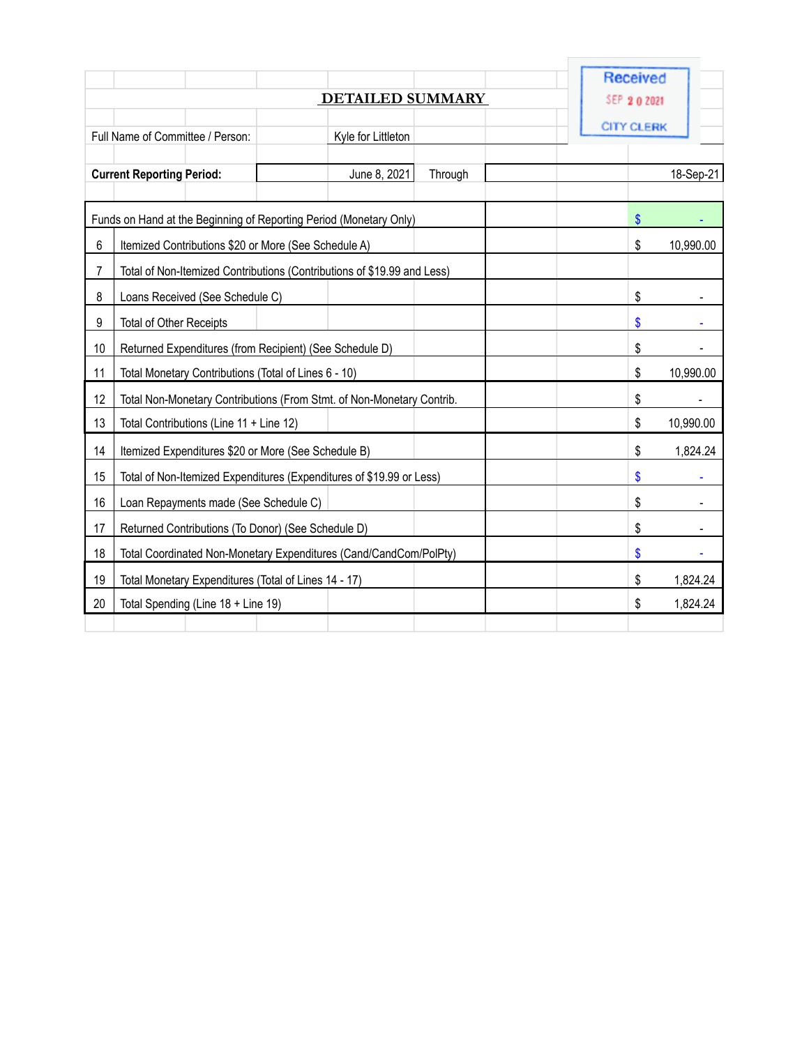Received
SEP 2 0 2021
CITY CLERK

## DETAILED SUMMARY

Full Name of Committee / Person: Kyle for Littleton

**Current Reporting Period:** June 8, 2021 Through 18-Sep-21

| Line | Description | Amount |
|---|---|---|
| | Funds on Hand at the Beginning of Reporting Period (Monetary Only) | $ - |
| 6 | Itemized Contributions $20 or More (See Schedule A) | $ 10,990.00 |
| 7 | Total of Non-Itemized Contributions (Contributions of $19.99 and Less) | |
| 8 | Loans Received (See Schedule C) | $ - |
| 9 | Total of Other Receipts | $ - |
| 10 | Returned Expenditures (from Recipient) (See Schedule D) | $ - |
| 11 | Total Monetary Contributions (Total of Lines 6 - 10) | $ 10,990.00 |
| 12 | Total Non-Monetary Contributions (From Stmt. of Non-Monetary Contrib. | $ - |
| 13 | Total Contributions (Line 11 + Line 12) | $ 10,990.00 |
| 14 | Itemized Expenditures $20 or More (See Schedule B) | $ 1,824.24 |
| 15 | Total of Non-Itemized Expenditures (Expenditures of $19.99 or Less) | $ - |
| 16 | Loan Repayments made (See Schedule C) | $ - |
| 17 | Returned Contributions (To Donor) (See Schedule D) | $ - |
| 18 | Total Coordinated Non-Monetary Expenditures (Cand/CandCom/PolPty) | $ - |
| 19 | Total Monetary Expenditures (Total of Lines 14 - 17) | $ 1,824.24 |
| 20 | Total Spending (Line 18 + Line 19) | $ 1,824.24 |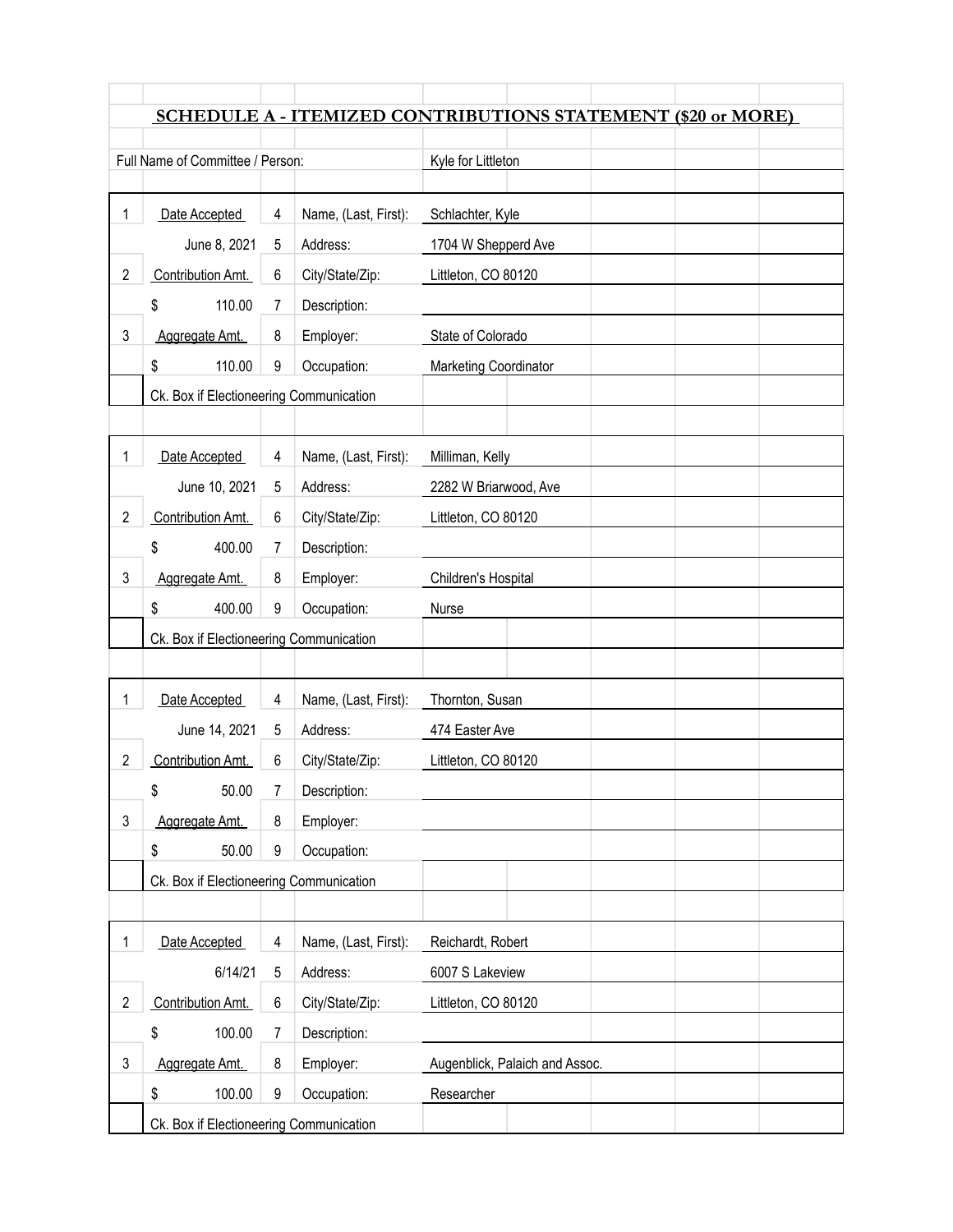## SCHEDULE A - ITEMIZED CONTRIBUTIONS STATEMENT ($20 or MORE)

Full Name of Committee / Person: Kyle for Littleton

| | | | | |
|---|---|---|---|---|
| 1 | Date Accepted | 4 | Name, (Last, First): | Schlachter, Kyle |
| | June 8, 2021 | 5 | Address: | 1704 W Shepperd Ave |
| 2 | Contribution Amt. | 6 | City/State/Zip: | Littleton, CO 80120 |
| | $ 110.00 | 7 | Description: | |
| 3 | Aggregate Amt. | 8 | Employer: | State of Colorado |
| | $ 110.00 | 9 | Occupation: | Marketing Coordinator |
| ☐ | Ck. Box if Electioneering Communication | | | |

| | | | | |
|---|---|---|---|---|
| 1 | Date Accepted | 4 | Name, (Last, First): | Milliman, Kelly |
| | June 10, 2021 | 5 | Address: | 2282 W Briarwood, Ave |
| 2 | Contribution Amt. | 6 | City/State/Zip: | Littleton, CO 80120 |
| | $ 400.00 | 7 | Description: | |
| 3 | Aggregate Amt. | 8 | Employer: | Children's Hospital |
| | $ 400.00 | 9 | Occupation: | Nurse |
| ☐ | Ck. Box if Electioneering Communication | | | |

| | | | | |
|---|---|---|---|---|
| 1 | Date Accepted | 4 | Name, (Last, First): | Thornton, Susan |
| | June 14, 2021 | 5 | Address: | 474 Easter Ave |
| 2 | Contribution Amt. | 6 | City/State/Zip: | Littleton, CO 80120 |
| | $ 50.00 | 7 | Description: | |
| 3 | Aggregate Amt. | 8 | Employer: | |
| | $ 50.00 | 9 | Occupation: | |
| ☐ | Ck. Box if Electioneering Communication | | | |

| | | | | |
|---|---|---|---|---|
| 1 | Date Accepted | 4 | Name, (Last, First): | Reichardt, Robert |
| | 6/14/21 | 5 | Address: | 6007 S Lakeview |
| 2 | Contribution Amt. | 6 | City/State/Zip: | Littleton, CO 80120 |
| | $ 100.00 | 7 | Description: | |
| 3 | Aggregate Amt. | 8 | Employer: | Augenblick, Palaich and Assoc. |
| | $ 100.00 | 9 | Occupation: | Researcher |
| ☐ | Ck. Box if Electioneering Communication | | | |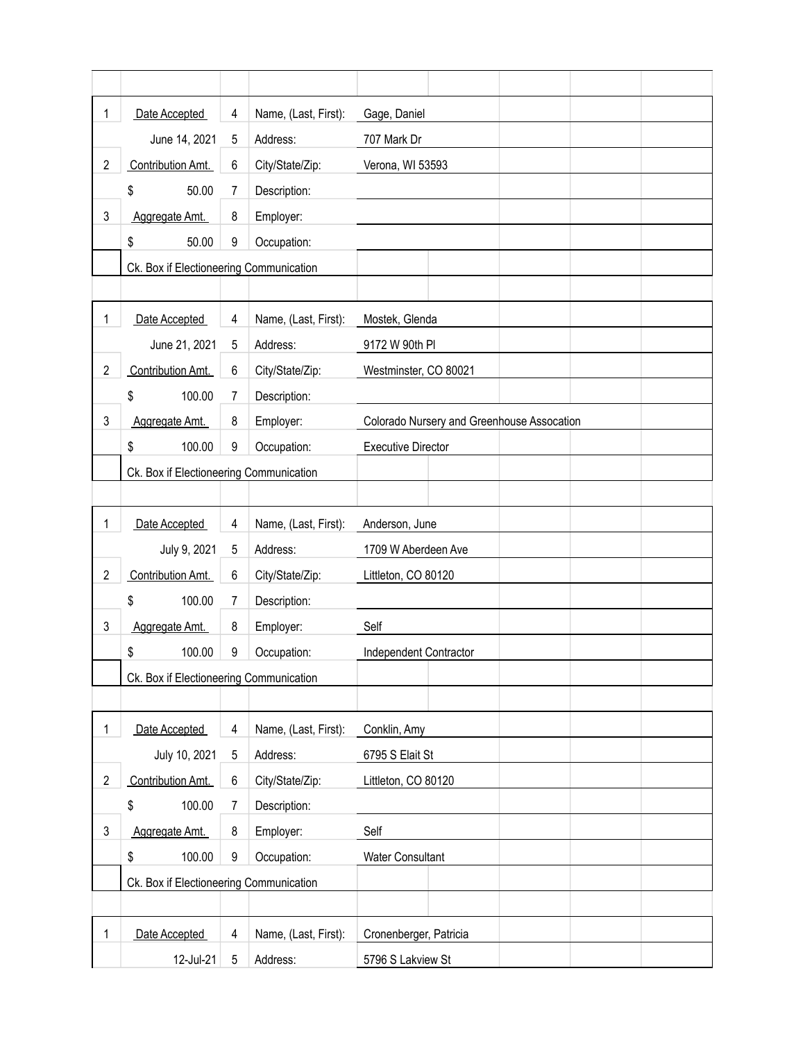| 1 | Date Accepted | 4 | Name, (Last, First): | Gage, Daniel |
|---|---|---|---|---|
| | June 14, 2021 | 5 | Address: | 707 Mark Dr |
| 2 | Contribution Amt. | 6 | City/State/Zip: | Verona, WI 53593 |
| | $ 50.00 | 7 | Description: | |
| 3 | Aggregate Amt. | 8 | Employer: | |
| | $ 50.00 | 9 | Occupation: | |
| | Ck. Box if Electioneering Communication | | | |

| 1 | Date Accepted | 4 | Name, (Last, First): | Mostek, Glenda |
|---|---|---|---|---|
| | June 21, 2021 | 5 | Address: | 9172 W 90th Pl |
| 2 | Contribution Amt. | 6 | City/State/Zip: | Westminster, CO 80021 |
| | $ 100.00 | 7 | Description: | |
| 3 | Aggregate Amt. | 8 | Employer: | Colorado Nursery and Greenhouse Assocation |
| | $ 100.00 | 9 | Occupation: | Executive Director |
| | Ck. Box if Electioneering Communication | | | |

| 1 | Date Accepted | 4 | Name, (Last, First): | Anderson, June |
|---|---|---|---|---|
| | July 9, 2021 | 5 | Address: | 1709 W Aberdeen Ave |
| 2 | Contribution Amt. | 6 | City/State/Zip: | Littleton, CO 80120 |
| | $ 100.00 | 7 | Description: | |
| 3 | Aggregate Amt. | 8 | Employer: | Self |
| | $ 100.00 | 9 | Occupation: | Independent Contractor |
| | Ck. Box if Electioneering Communication | | | |

| 1 | Date Accepted | 4 | Name, (Last, First): | Conklin, Amy |
|---|---|---|---|---|
| | July 10, 2021 | 5 | Address: | 6795 S Elait St |
| 2 | Contribution Amt. | 6 | City/State/Zip: | Littleton, CO 80120 |
| | $ 100.00 | 7 | Description: | |
| 3 | Aggregate Amt. | 8 | Employer: | Self |
| | $ 100.00 | 9 | Occupation: | Water Consultant |
| | Ck. Box if Electioneering Communication | | | |

| 1 | Date Accepted | 4 | Name, (Last, First): | Cronenberger, Patricia |
|---|---|---|---|---|
| | 12-Jul-21 | 5 | Address: | 5796 S Lakview St |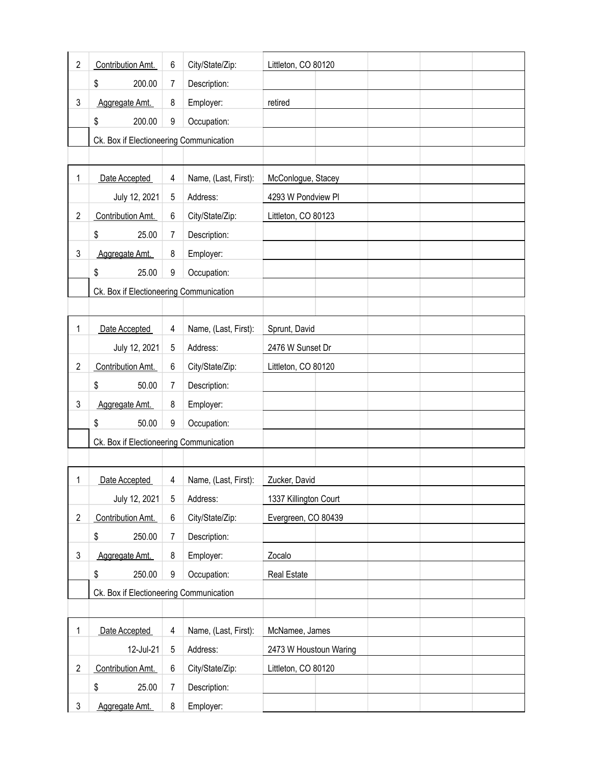| | | | | | | | |
|---|---|---|---|---|---|---|---|
| 2 | Contribution Amt. | 6 | City/State/Zip: | Littleton, CO 80120 | | | |
| | $ 200.00 | 7 | Description: | | | | |
| 3 | Aggregate Amt. | 8 | Employer: | retired | | | |
| | $ 200.00 | 9 | Occupation: | | | | |
| | Ck. Box if Electioneering Communication | | | | | | |

| | | | | | | | |
|---|---|---|---|---|---|---|---|
| 1 | Date Accepted | 4 | Name, (Last, First): | McConlogue, Stacey | | | |
| | July 12, 2021 | 5 | Address: | 4293 W Pondview Pl | | | |
| 2 | Contribution Amt. | 6 | City/State/Zip: | Littleton, CO 80123 | | | |
| | $ 25.00 | 7 | Description: | | | | |
| 3 | Aggregate Amt. | 8 | Employer: | | | | |
| | $ 25.00 | 9 | Occupation: | | | | |
| | Ck. Box if Electioneering Communication | | | | | | |

| | | | | | | | |
|---|---|---|---|---|---|---|---|
| 1 | Date Accepted | 4 | Name, (Last, First): | Sprunt, David | | | |
| | July 12, 2021 | 5 | Address: | 2476 W Sunset Dr | | | |
| 2 | Contribution Amt. | 6 | City/State/Zip: | Littleton, CO 80120 | | | |
| | $ 50.00 | 7 | Description: | | | | |
| 3 | Aggregate Amt. | 8 | Employer: | | | | |
| | $ 50.00 | 9 | Occupation: | | | | |
| | Ck. Box if Electioneering Communication | | | | | | |

| | | | | | | | |
|---|---|---|---|---|---|---|---|
| 1 | Date Accepted | 4 | Name, (Last, First): | Zucker, David | | | |
| | July 12, 2021 | 5 | Address: | 1337 Killington Court | | | |
| 2 | Contribution Amt. | 6 | City/State/Zip: | Evergreen, CO 80439 | | | |
| | $ 250.00 | 7 | Description: | | | | |
| 3 | Aggregate Amt. | 8 | Employer: | Zocalo | | | |
| | $ 250.00 | 9 | Occupation: | Real Estate | | | |
| | Ck. Box if Electioneering Communication | | | | | | |

| | | | | | | | |
|---|---|---|---|---|---|---|---|
| 1 | Date Accepted | 4 | Name, (Last, First): | McNamee, James | | | |
| | 12-Jul-21 | 5 | Address: | 2473 W Houstoun Waring | | | |
| 2 | Contribution Amt. | 6 | City/State/Zip: | Littleton, CO 80120 | | | |
| | $ 25.00 | 7 | Description: | | | | |
| 3 | Aggregate Amt. | 8 | Employer: | | | | |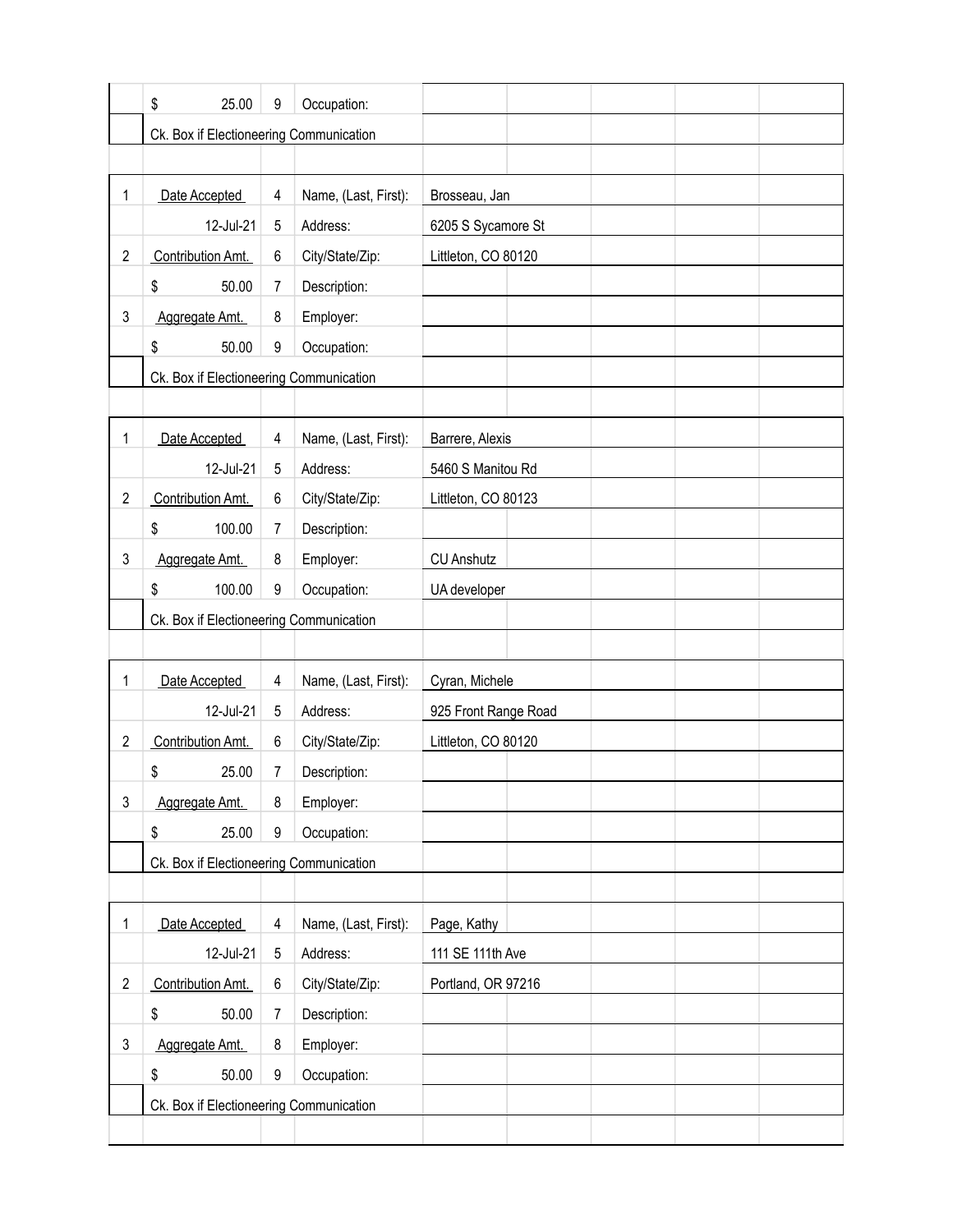| | | | | |
|---|---|---|---|---|
| | $ 25.00 | 9 | Occupation: | |
| | Ck. Box if Electioneering Communication | | | |

| | | | | |
|---|---|---|---|---|
| 1 | Date Accepted | 4 | Name, (Last, First): | Brosseau, Jan |
| | 12-Jul-21 | 5 | Address: | 6205 S Sycamore St |
| 2 | Contribution Amt. | 6 | City/State/Zip: | Littleton, CO 80120 |
| | $ 50.00 | 7 | Description: | |
| 3 | Aggregate Amt. | 8 | Employer: | |
| | $ 50.00 | 9 | Occupation: | |
| | Ck. Box if Electioneering Communication | | | |

| | | | | |
|---|---|---|---|---|
| 1 | Date Accepted | 4 | Name, (Last, First): | Barrere, Alexis |
| | 12-Jul-21 | 5 | Address: | 5460 S Manitou Rd |
| 2 | Contribution Amt. | 6 | City/State/Zip: | Littleton, CO 80123 |
| | $ 100.00 | 7 | Description: | |
| 3 | Aggregate Amt. | 8 | Employer: | CU Anshutz |
| | $ 100.00 | 9 | Occupation: | UA developer |
| | Ck. Box if Electioneering Communication | | | |

| | | | | |
|---|---|---|---|---|
| 1 | Date Accepted | 4 | Name, (Last, First): | Cyran, Michele |
| | 12-Jul-21 | 5 | Address: | 925 Front Range Road |
| 2 | Contribution Amt. | 6 | City/State/Zip: | Littleton, CO 80120 |
| | $ 25.00 | 7 | Description: | |
| 3 | Aggregate Amt. | 8 | Employer: | |
| | $ 25.00 | 9 | Occupation: | |
| | Ck. Box if Electioneering Communication | | | |

| | | | | |
|---|---|---|---|---|
| 1 | Date Accepted | 4 | Name, (Last, First): | Page, Kathy |
| | 12-Jul-21 | 5 | Address: | 111 SE 111th Ave |
| 2 | Contribution Amt. | 6 | City/State/Zip: | Portland, OR 97216 |
| | $ 50.00 | 7 | Description: | |
| 3 | Aggregate Amt. | 8 | Employer: | |
| | $ 50.00 | 9 | Occupation: | |
| | Ck. Box if Electioneering Communication | | | |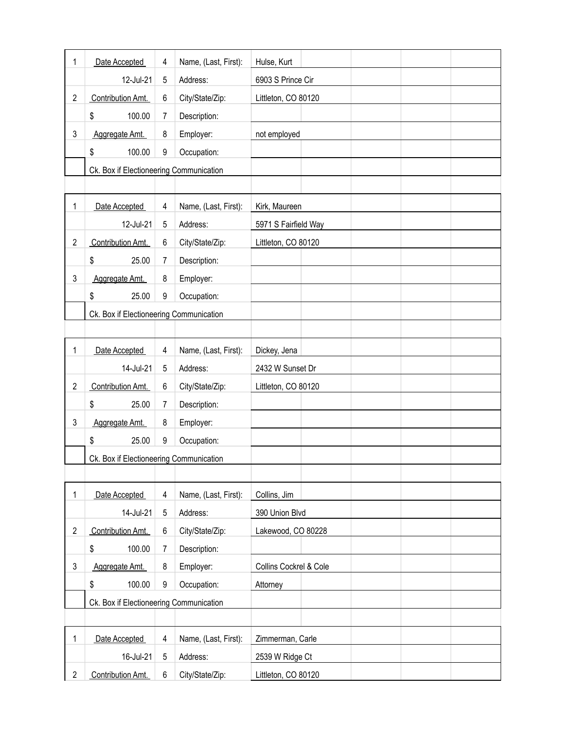| 1 | Date Accepted | 4 | Name, (Last, First): | Hulse, Kurt |
|---|---|---|---|---|
| | 12-Jul-21 | 5 | Address: | 6903 S Prince Cir |
| 2 | Contribution Amt. | 6 | City/State/Zip: | Littleton, CO 80120 |
| | $ 100.00 | 7 | Description: | |
| 3 | Aggregate Amt. | 8 | Employer: | not employed |
| | $ 100.00 | 9 | Occupation: | |
| | Ck. Box if Electioneering Communication | | | |

| 1 | Date Accepted | 4 | Name, (Last, First): | Kirk, Maureen |
|---|---|---|---|---|
| | 12-Jul-21 | 5 | Address: | 5971 S Fairfield Way |
| 2 | Contribution Amt. | 6 | City/State/Zip: | Littleton, CO 80120 |
| | $ 25.00 | 7 | Description: | |
| 3 | Aggregate Amt. | 8 | Employer: | |
| | $ 25.00 | 9 | Occupation: | |
| | Ck. Box if Electioneering Communication | | | |

| 1 | Date Accepted | 4 | Name, (Last, First): | Dickey, Jena |
|---|---|---|---|---|
| | 14-Jul-21 | 5 | Address: | 2432 W Sunset Dr |
| 2 | Contribution Amt. | 6 | City/State/Zip: | Littleton, CO 80120 |
| | $ 25.00 | 7 | Description: | |
| 3 | Aggregate Amt. | 8 | Employer: | |
| | $ 25.00 | 9 | Occupation: | |
| | Ck. Box if Electioneering Communication | | | |

| 1 | Date Accepted | 4 | Name, (Last, First): | Collins, Jim |
|---|---|---|---|---|
| | 14-Jul-21 | 5 | Address: | 390 Union Blvd |
| 2 | Contribution Amt. | 6 | City/State/Zip: | Lakewood, CO 80228 |
| | $ 100.00 | 7 | Description: | |
| 3 | Aggregate Amt. | 8 | Employer: | Collins Cockrel & Cole |
| | $ 100.00 | 9 | Occupation: | Attorney |
| | Ck. Box if Electioneering Communication | | | |

| 1 | Date Accepted | 4 | Name, (Last, First): | Zimmerman, Carle |
|---|---|---|---|---|
| | 16-Jul-21 | 5 | Address: | 2539 W Ridge Ct |
| 2 | Contribution Amt. | 6 | City/State/Zip: | Littleton, CO 80120 |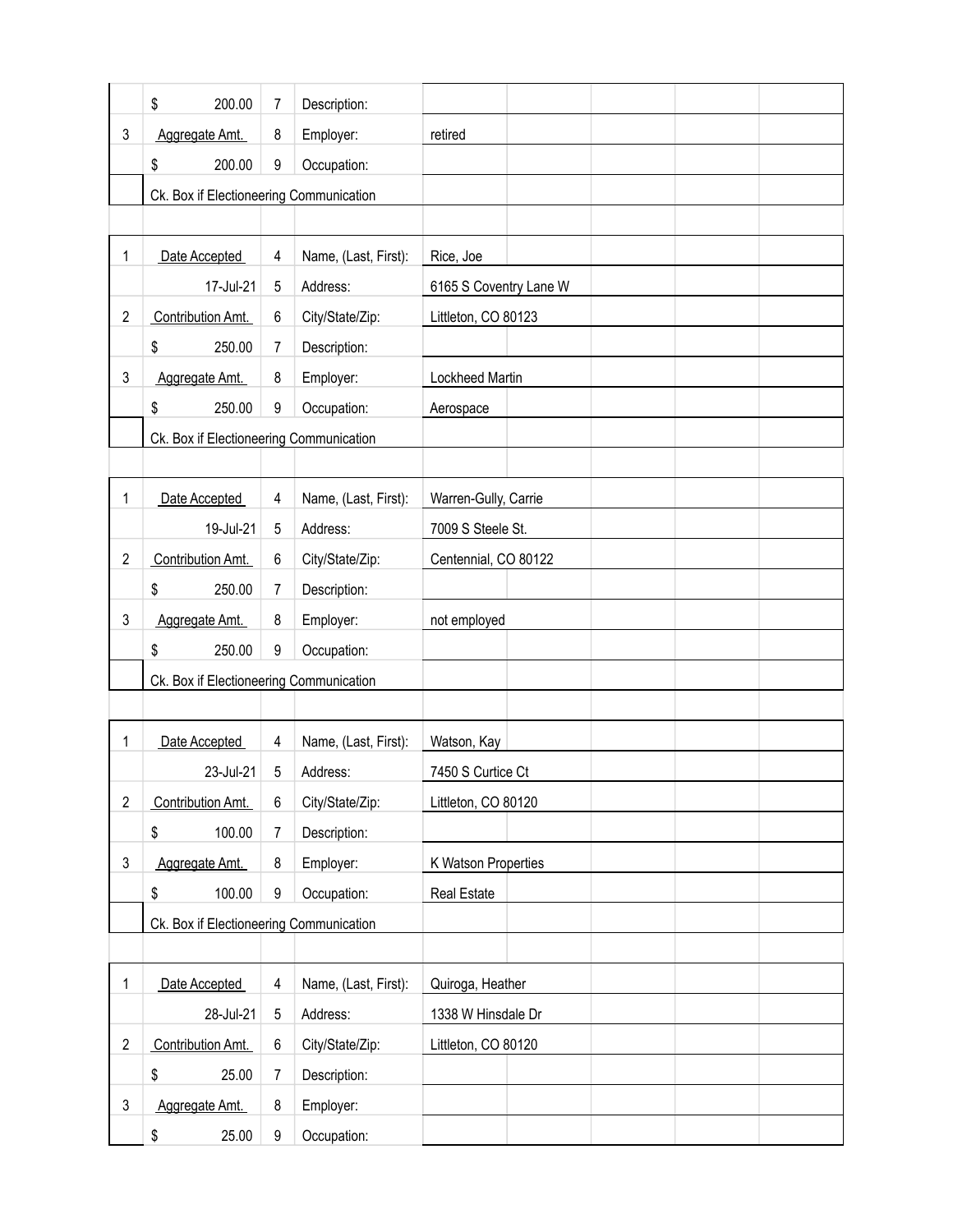| | | | | |
|---|---|---|---|---|
| | $ 200.00 | 7 | Description: | |
| 3 | Aggregate Amt. | 8 | Employer: | retired |
| | $ 200.00 | 9 | Occupation: | |
| | Ck. Box if Electioneering Communication | | | |

| | | | | |
|---|---|---|---|---|
| 1 | Date Accepted | 4 | Name, (Last, First): | Rice, Joe |
| | 17-Jul-21 | 5 | Address: | 6165 S Coventry Lane W |
| 2 | Contribution Amt. | 6 | City/State/Zip: | Littleton, CO 80123 |
| | $ 250.00 | 7 | Description: | |
| 3 | Aggregate Amt. | 8 | Employer: | Lockheed Martin |
| | $ 250.00 | 9 | Occupation: | Aerospace |
| | Ck. Box if Electioneering Communication | | | |

| | | | | |
|---|---|---|---|---|
| 1 | Date Accepted | 4 | Name, (Last, First): | Warren-Gully, Carrie |
| | 19-Jul-21 | 5 | Address: | 7009 S Steele St. |
| 2 | Contribution Amt. | 6 | City/State/Zip: | Centennial, CO 80122 |
| | $ 250.00 | 7 | Description: | |
| 3 | Aggregate Amt. | 8 | Employer: | not employed |
| | $ 250.00 | 9 | Occupation: | |
| | Ck. Box if Electioneering Communication | | | |

| | | | | |
|---|---|---|---|---|
| 1 | Date Accepted | 4 | Name, (Last, First): | Watson, Kay |
| | 23-Jul-21 | 5 | Address: | 7450 S Curtice Ct |
| 2 | Contribution Amt. | 6 | City/State/Zip: | Littleton, CO 80120 |
| | $ 100.00 | 7 | Description: | |
| 3 | Aggregate Amt. | 8 | Employer: | K Watson Properties |
| | $ 100.00 | 9 | Occupation: | Real Estate |
| | Ck. Box if Electioneering Communication | | | |

| | | | | |
|---|---|---|---|---|
| 1 | Date Accepted | 4 | Name, (Last, First): | Quiroga, Heather |
| | 28-Jul-21 | 5 | Address: | 1338 W Hinsdale Dr |
| 2 | Contribution Amt. | 6 | City/State/Zip: | Littleton, CO 80120 |
| | $ 25.00 | 7 | Description: | |
| 3 | Aggregate Amt. | 8 | Employer: | |
| | $ 25.00 | 9 | Occupation: | |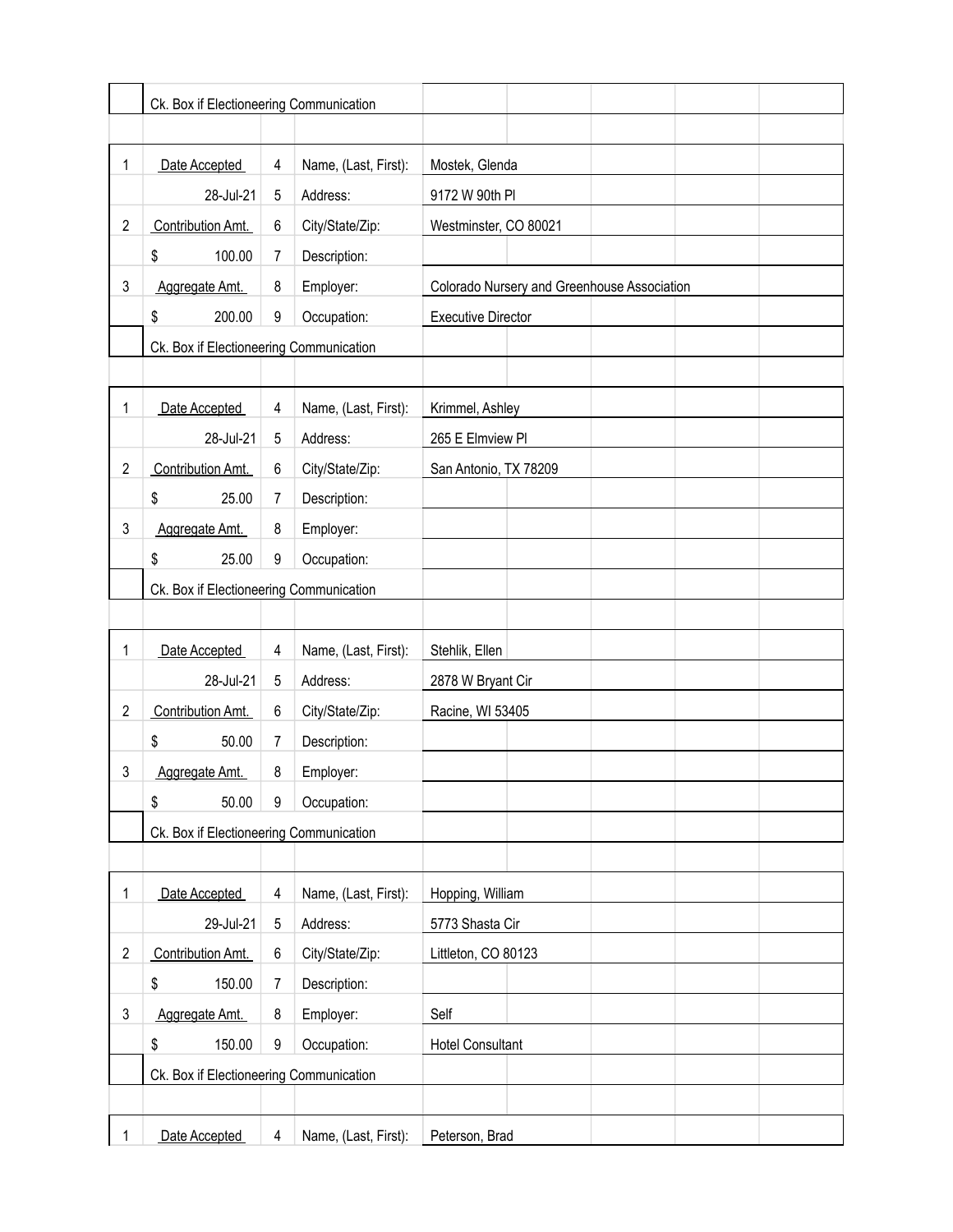| | Ck. Box if Electioneering Communication | | | |
|---|---|---|---|---|

| 1 | Date Accepted | 4 | Name, (Last, First): | Mostek, Glenda |
|---|---|---|---|---|
| | 28-Jul-21 | 5 | Address: | 9172 W 90th Pl |
| 2 | Contribution Amt. | 6 | City/State/Zip: | Westminster, CO 80021 |
| | $ 100.00 | 7 | Description: | |
| 3 | Aggregate Amt. | 8 | Employer: | Colorado Nursery and Greenhouse Association |
| | $ 200.00 | 9 | Occupation: | Executive Director |
| | Ck. Box if Electioneering Communication | | | |

| 1 | Date Accepted | 4 | Name, (Last, First): | Krimmel, Ashley |
|---|---|---|---|---|
| | 28-Jul-21 | 5 | Address: | 265 E Elmview Pl |
| 2 | Contribution Amt. | 6 | City/State/Zip: | San Antonio, TX 78209 |
| | $ 25.00 | 7 | Description: | |
| 3 | Aggregate Amt. | 8 | Employer: | |
| | $ 25.00 | 9 | Occupation: | |
| | Ck. Box if Electioneering Communication | | | |

| 1 | Date Accepted | 4 | Name, (Last, First): | Stehlik, Ellen |
|---|---|---|---|---|
| | 28-Jul-21 | 5 | Address: | 2878 W Bryant Cir |
| 2 | Contribution Amt. | 6 | City/State/Zip: | Racine, WI 53405 |
| | $ 50.00 | 7 | Description: | |
| 3 | Aggregate Amt. | 8 | Employer: | |
| | $ 50.00 | 9 | Occupation: | |
| | Ck. Box if Electioneering Communication | | | |

| 1 | Date Accepted | 4 | Name, (Last, First): | Hopping, William |
|---|---|---|---|---|
| | 29-Jul-21 | 5 | Address: | 5773 Shasta Cir |
| 2 | Contribution Amt. | 6 | City/State/Zip: | Littleton, CO 80123 |
| | $ 150.00 | 7 | Description: | |
| 3 | Aggregate Amt. | 8 | Employer: | Self |
| | $ 150.00 | 9 | Occupation: | Hotel Consultant |
| | Ck. Box if Electioneering Communication | | | |

| 1 | Date Accepted | 4 | Name, (Last, First): | Peterson, Brad |
|---|---|---|---|---|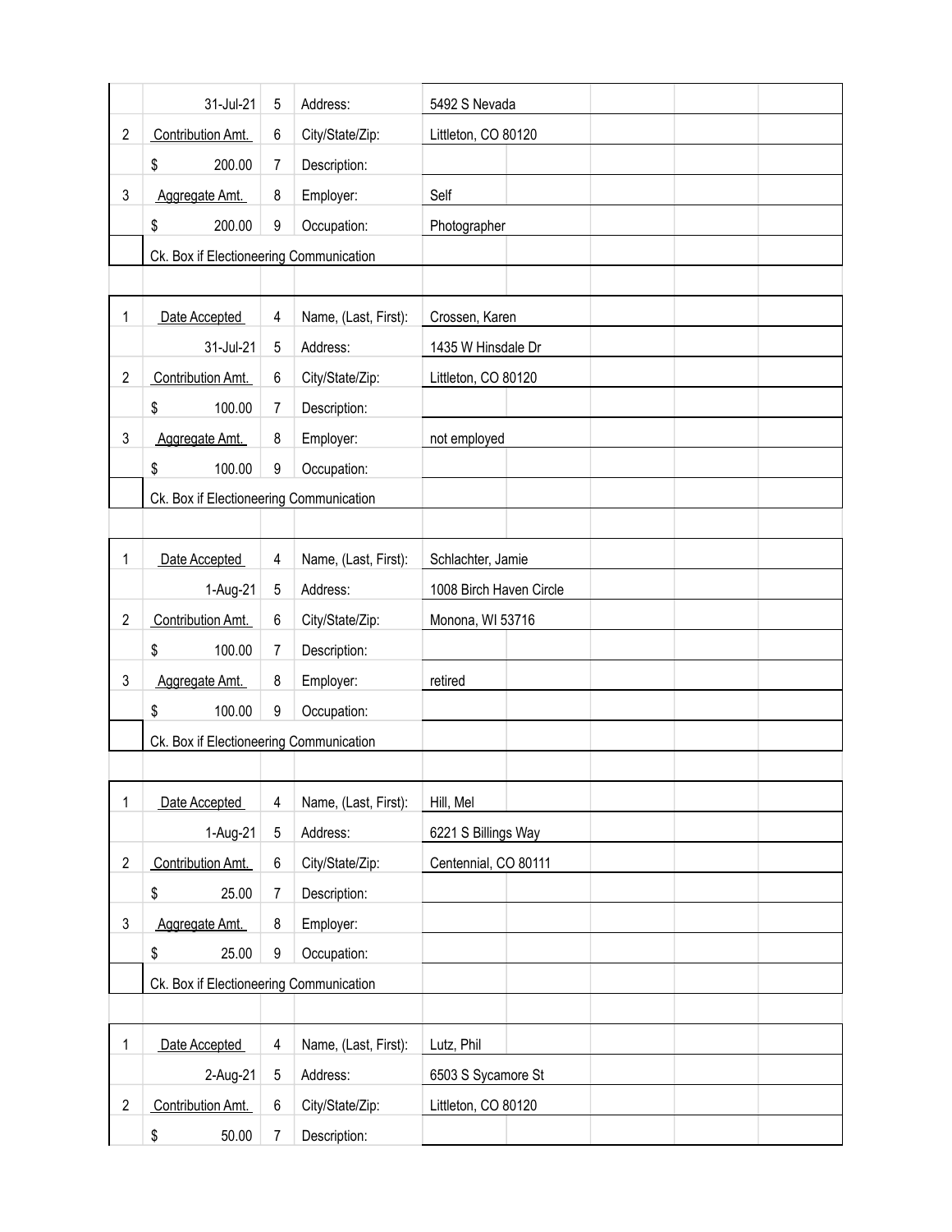| | | | | |
|---|---|---|---|---|
| | 31-Jul-21 | 5 | Address: | 5492 S Nevada |
| 2 | Contribution Amt. | 6 | City/State/Zip: | Littleton, CO 80120 |
| | $ 200.00 | 7 | Description: | |
| 3 | Aggregate Amt. | 8 | Employer: | Self |
| | $ 200.00 | 9 | Occupation: | Photographer |
| | Ck. Box if Electioneering Communication | | | |

| | | | | |
|---|---|---|---|---|
| 1 | Date Accepted | 4 | Name, (Last, First): | Crossen, Karen |
| | 31-Jul-21 | 5 | Address: | 1435 W Hinsdale Dr |
| 2 | Contribution Amt. | 6 | City/State/Zip: | Littleton, CO 80120 |
| | $ 100.00 | 7 | Description: | |
| 3 | Aggregate Amt. | 8 | Employer: | not employed |
| | $ 100.00 | 9 | Occupation: | |
| | Ck. Box if Electioneering Communication | | | |

| | | | | |
|---|---|---|---|---|
| 1 | Date Accepted | 4 | Name, (Last, First): | Schlachter, Jamie |
| | 1-Aug-21 | 5 | Address: | 1008 Birch Haven Circle |
| 2 | Contribution Amt. | 6 | City/State/Zip: | Monona, WI 53716 |
| | $ 100.00 | 7 | Description: | |
| 3 | Aggregate Amt. | 8 | Employer: | retired |
| | $ 100.00 | 9 | Occupation: | |
| | Ck. Box if Electioneering Communication | | | |

| | | | | |
|---|---|---|---|---|
| 1 | Date Accepted | 4 | Name, (Last, First): | Hill, Mel |
| | 1-Aug-21 | 5 | Address: | 6221 S Billings Way |
| 2 | Contribution Amt. | 6 | City/State/Zip: | Centennial, CO 80111 |
| | $ 25.00 | 7 | Description: | |
| 3 | Aggregate Amt. | 8 | Employer: | |
| | $ 25.00 | 9 | Occupation: | |
| | Ck. Box if Electioneering Communication | | | |

| | | | | |
|---|---|---|---|---|
| 1 | Date Accepted | 4 | Name, (Last, First): | Lutz, Phil |
| | 2-Aug-21 | 5 | Address: | 6503 S Sycamore St |
| 2 | Contribution Amt. | 6 | City/State/Zip: | Littleton, CO 80120 |
| | $ 50.00 | 7 | Description: | |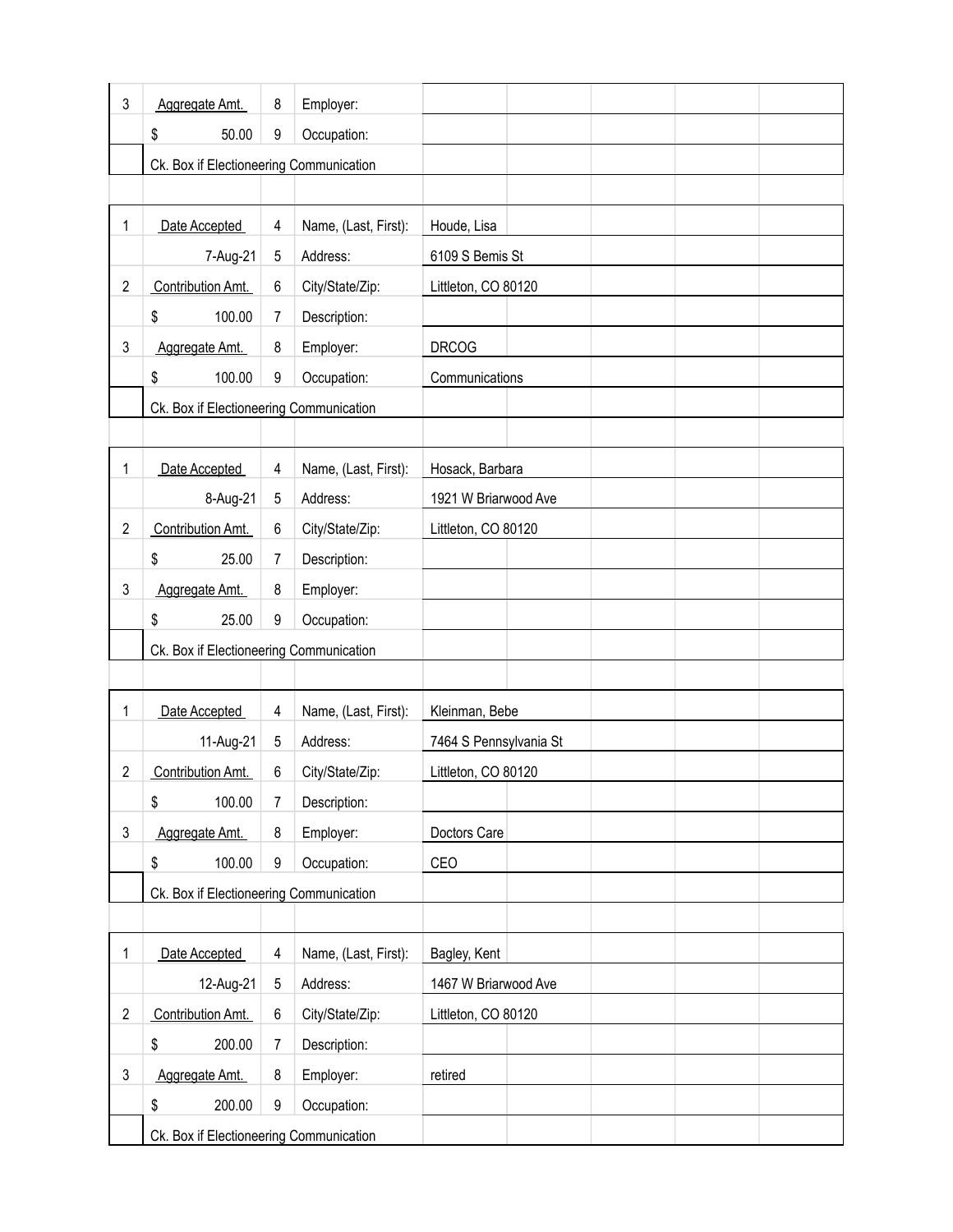| | | | | |
|---|---|---|---|---|
| 3 | Aggregate Amt. | 8 | Employer: | |
| | $ 50.00 | 9 | Occupation: | |
| | Ck. Box if Electioneering Communication | | | |

| | | | | |
|---|---|---|---|---|
| 1 | Date Accepted | 4 | Name, (Last, First): | Houde, Lisa |
| | 7-Aug-21 | 5 | Address: | 6109 S Bemis St |
| 2 | Contribution Amt. | 6 | City/State/Zip: | Littleton, CO 80120 |
| | $ 100.00 | 7 | Description: | |
| 3 | Aggregate Amt. | 8 | Employer: | DRCOG |
| | $ 100.00 | 9 | Occupation: | Communications |
| | Ck. Box if Electioneering Communication | | | |

| | | | | |
|---|---|---|---|---|
| 1 | Date Accepted | 4 | Name, (Last, First): | Hosack, Barbara |
| | 8-Aug-21 | 5 | Address: | 1921 W Briarwood Ave |
| 2 | Contribution Amt. | 6 | City/State/Zip: | Littleton, CO 80120 |
| | $ 25.00 | 7 | Description: | |
| 3 | Aggregate Amt. | 8 | Employer: | |
| | $ 25.00 | 9 | Occupation: | |
| | Ck. Box if Electioneering Communication | | | |

| | | | | |
|---|---|---|---|---|
| 1 | Date Accepted | 4 | Name, (Last, First): | Kleinman, Bebe |
| | 11-Aug-21 | 5 | Address: | 7464 S Pennsylvania St |
| 2 | Contribution Amt. | 6 | City/State/Zip: | Littleton, CO 80120 |
| | $ 100.00 | 7 | Description: | |
| 3 | Aggregate Amt. | 8 | Employer: | Doctors Care |
| | $ 100.00 | 9 | Occupation: | CEO |
| | Ck. Box if Electioneering Communication | | | |

| | | | | |
|---|---|---|---|---|
| 1 | Date Accepted | 4 | Name, (Last, First): | Bagley, Kent |
| | 12-Aug-21 | 5 | Address: | 1467 W Briarwood Ave |
| 2 | Contribution Amt. | 6 | City/State/Zip: | Littleton, CO 80120 |
| | $ 200.00 | 7 | Description: | |
| 3 | Aggregate Amt. | 8 | Employer: | retired |
| | $ 200.00 | 9 | Occupation: | |
| | Ck. Box if Electioneering Communication | | | |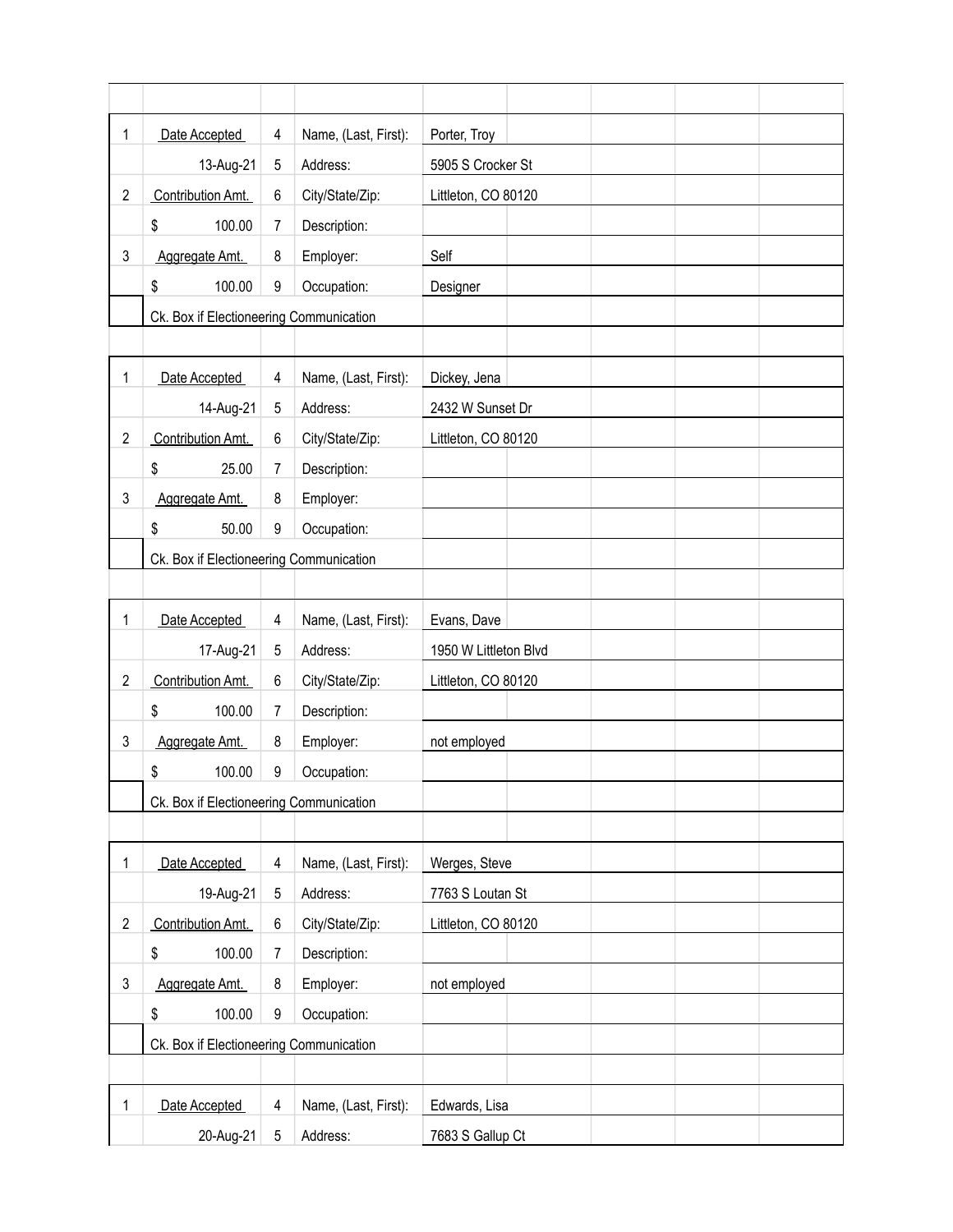| 1 | Date Accepted | 4 | Name, (Last, First): | Porter, Troy |
|---|---|---|---|---|
| | 13-Aug-21 | 5 | Address: | 5905 S Crocker St |
| 2 | Contribution Amt. | 6 | City/State/Zip: | Littleton, CO 80120 |
| | $ 100.00 | 7 | Description: | |
| 3 | Aggregate Amt. | 8 | Employer: | Self |
| | $ 100.00 | 9 | Occupation: | Designer |
| | Ck. Box if Electioneering Communication | | | |

| 1 | Date Accepted | 4 | Name, (Last, First): | Dickey, Jena |
|---|---|---|---|---|
| | 14-Aug-21 | 5 | Address: | 2432 W Sunset Dr |
| 2 | Contribution Amt. | 6 | City/State/Zip: | Littleton, CO 80120 |
| | $ 25.00 | 7 | Description: | |
| 3 | Aggregate Amt. | 8 | Employer: | |
| | $ 50.00 | 9 | Occupation: | |
| | Ck. Box if Electioneering Communication | | | |

| 1 | Date Accepted | 4 | Name, (Last, First): | Evans, Dave |
|---|---|---|---|---|
| | 17-Aug-21 | 5 | Address: | 1950 W Littleton Blvd |
| 2 | Contribution Amt. | 6 | City/State/Zip: | Littleton, CO 80120 |
| | $ 100.00 | 7 | Description: | |
| 3 | Aggregate Amt. | 8 | Employer: | not employed |
| | $ 100.00 | 9 | Occupation: | |
| | Ck. Box if Electioneering Communication | | | |

| 1 | Date Accepted | 4 | Name, (Last, First): | Werges, Steve |
|---|---|---|---|---|
| | 19-Aug-21 | 5 | Address: | 7763 S Loutan St |
| 2 | Contribution Amt. | 6 | City/State/Zip: | Littleton, CO 80120 |
| | $ 100.00 | 7 | Description: | |
| 3 | Aggregate Amt. | 8 | Employer: | not employed |
| | $ 100.00 | 9 | Occupation: | |
| | Ck. Box if Electioneering Communication | | | |

| 1 | Date Accepted | 4 | Name, (Last, First): | Edwards, Lisa |
|---|---|---|---|---|
| | 20-Aug-21 | 5 | Address: | 7683 S Gallup Ct |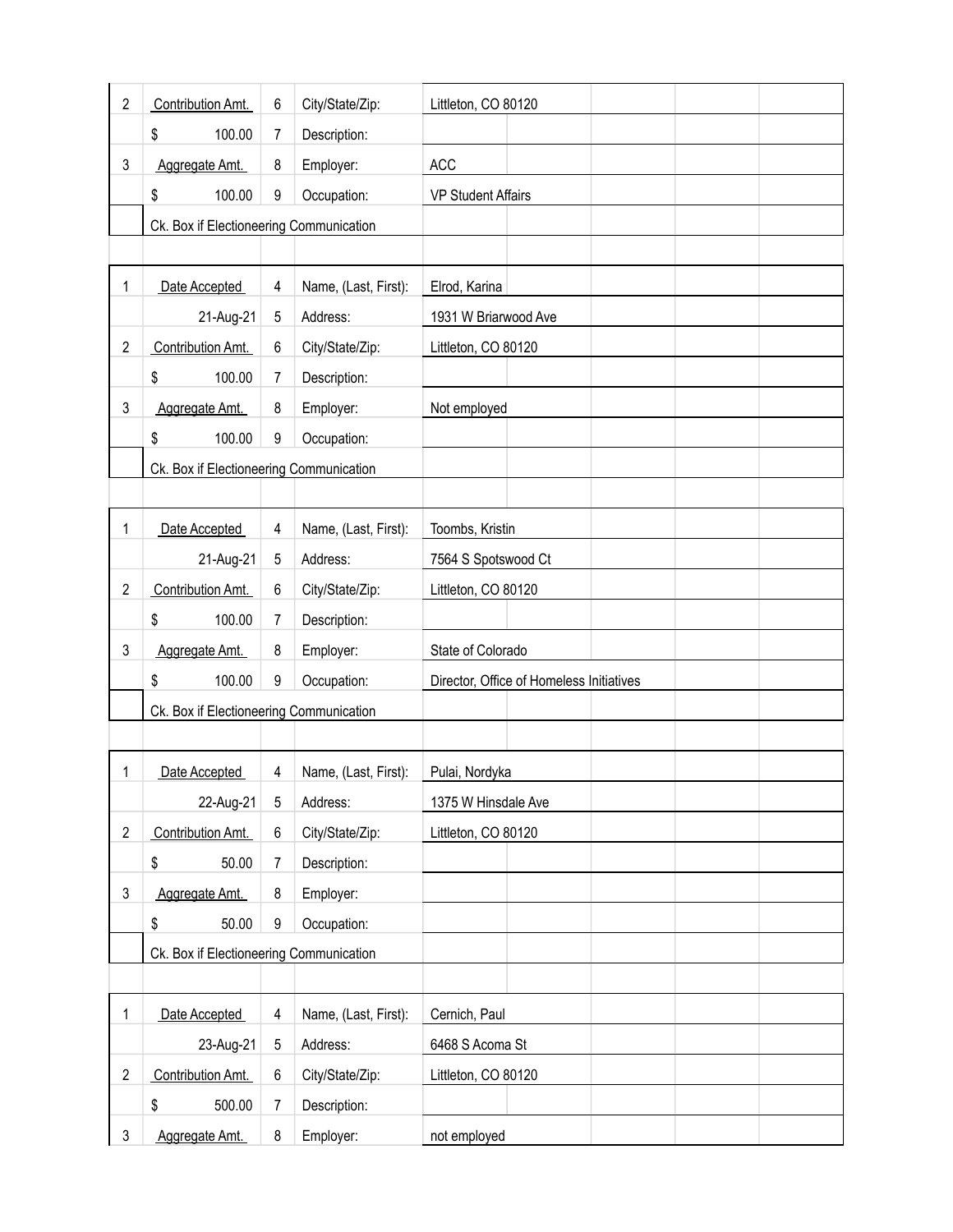| | | | | |
|---|---|---|---|---|
| 2 | Contribution Amt. | 6 | City/State/Zip: | Littleton, CO 80120 |
| | $ 100.00 | 7 | Description: | |
| 3 | Aggregate Amt. | 8 | Employer: | ACC |
| | $ 100.00 | 9 | Occupation: | VP Student Affairs |
| | Ck. Box if Electioneering Communication | | | |

| | | | | |
|---|---|---|---|---|
| 1 | Date Accepted | 4 | Name, (Last, First): | Elrod, Karina |
| | 21-Aug-21 | 5 | Address: | 1931 W Briarwood Ave |
| 2 | Contribution Amt. | 6 | City/State/Zip: | Littleton, CO 80120 |
| | $ 100.00 | 7 | Description: | |
| 3 | Aggregate Amt. | 8 | Employer: | Not employed |
| | $ 100.00 | 9 | Occupation: | |
| | Ck. Box if Electioneering Communication | | | |

| | | | | |
|---|---|---|---|---|
| 1 | Date Accepted | 4 | Name, (Last, First): | Toombs, Kristin |
| | 21-Aug-21 | 5 | Address: | 7564 S Spotswood Ct |
| 2 | Contribution Amt. | 6 | City/State/Zip: | Littleton, CO 80120 |
| | $ 100.00 | 7 | Description: | |
| 3 | Aggregate Amt. | 8 | Employer: | State of Colorado |
| | $ 100.00 | 9 | Occupation: | Director, Office of Homeless Initiatives |
| | Ck. Box if Electioneering Communication | | | |

| | | | | |
|---|---|---|---|---|
| 1 | Date Accepted | 4 | Name, (Last, First): | Pulai, Nordyka |
| | 22-Aug-21 | 5 | Address: | 1375 W Hinsdale Ave |
| 2 | Contribution Amt. | 6 | City/State/Zip: | Littleton, CO 80120 |
| | $ 50.00 | 7 | Description: | |
| 3 | Aggregate Amt. | 8 | Employer: | |
| | $ 50.00 | 9 | Occupation: | |
| | Ck. Box if Electioneering Communication | | | |

| | | | | |
|---|---|---|---|---|
| 1 | Date Accepted | 4 | Name, (Last, First): | Cernich, Paul |
| | 23-Aug-21 | 5 | Address: | 6468 S Acoma St |
| 2 | Contribution Amt. | 6 | City/State/Zip: | Littleton, CO 80120 |
| | $ 500.00 | 7 | Description: | |
| 3 | Aggregate Amt. | 8 | Employer: | not employed |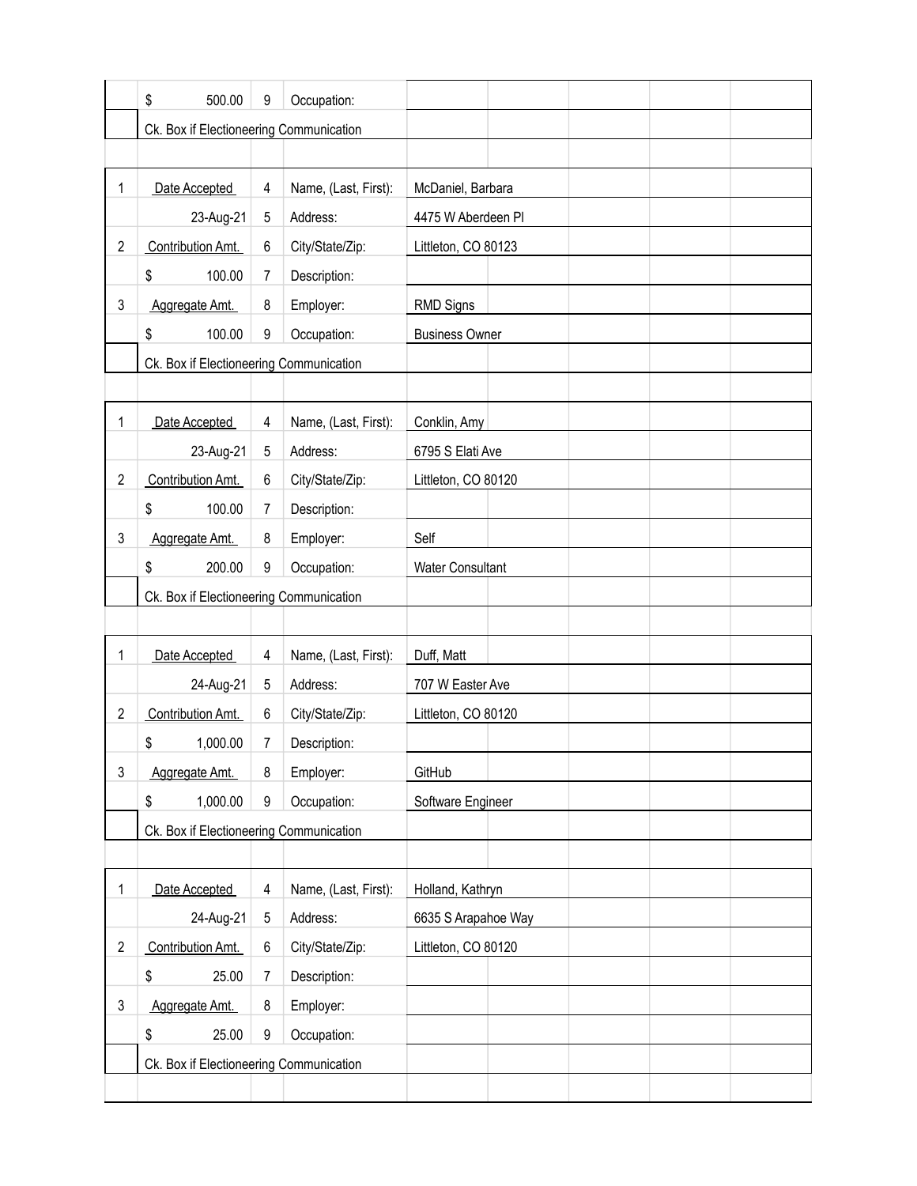| | | | | |
|---|---|---|---|---|
| | $ 500.00 | 9 | Occupation: | |
| | Ck. Box if Electioneering Communication | | | |

| | | | | |
|---|---|---|---|---|
| 1 | Date Accepted | 4 | Name, (Last, First): | McDaniel, Barbara |
| | 23-Aug-21 | 5 | Address: | 4475 W Aberdeen Pl |
| 2 | Contribution Amt. | 6 | City/State/Zip: | Littleton, CO 80123 |
| | $ 100.00 | 7 | Description: | |
| 3 | Aggregate Amt. | 8 | Employer: | RMD Signs |
| | $ 100.00 | 9 | Occupation: | Business Owner |
| | Ck. Box if Electioneering Communication | | | |

| | | | | |
|---|---|---|---|---|
| 1 | Date Accepted | 4 | Name, (Last, First): | Conklin, Amy |
| | 23-Aug-21 | 5 | Address: | 6795 S Elati Ave |
| 2 | Contribution Amt. | 6 | City/State/Zip: | Littleton, CO 80120 |
| | $ 100.00 | 7 | Description: | |
| 3 | Aggregate Amt. | 8 | Employer: | Self |
| | $ 200.00 | 9 | Occupation: | Water Consultant |
| | Ck. Box if Electioneering Communication | | | |

| | | | | |
|---|---|---|---|---|
| 1 | Date Accepted | 4 | Name, (Last, First): | Duff, Matt |
| | 24-Aug-21 | 5 | Address: | 707 W Easter Ave |
| 2 | Contribution Amt. | 6 | City/State/Zip: | Littleton, CO 80120 |
| | $ 1,000.00 | 7 | Description: | |
| 3 | Aggregate Amt. | 8 | Employer: | GitHub |
| | $ 1,000.00 | 9 | Occupation: | Software Engineer |
| | Ck. Box if Electioneering Communication | | | |

| | | | | |
|---|---|---|---|---|
| 1 | Date Accepted | 4 | Name, (Last, First): | Holland, Kathryn |
| | 24-Aug-21 | 5 | Address: | 6635 S Arapahoe Way |
| 2 | Contribution Amt. | 6 | City/State/Zip: | Littleton, CO 80120 |
| | $ 25.00 | 7 | Description: | |
| 3 | Aggregate Amt. | 8 | Employer: | |
| | $ 25.00 | 9 | Occupation: | |
| | Ck. Box if Electioneering Communication | | | |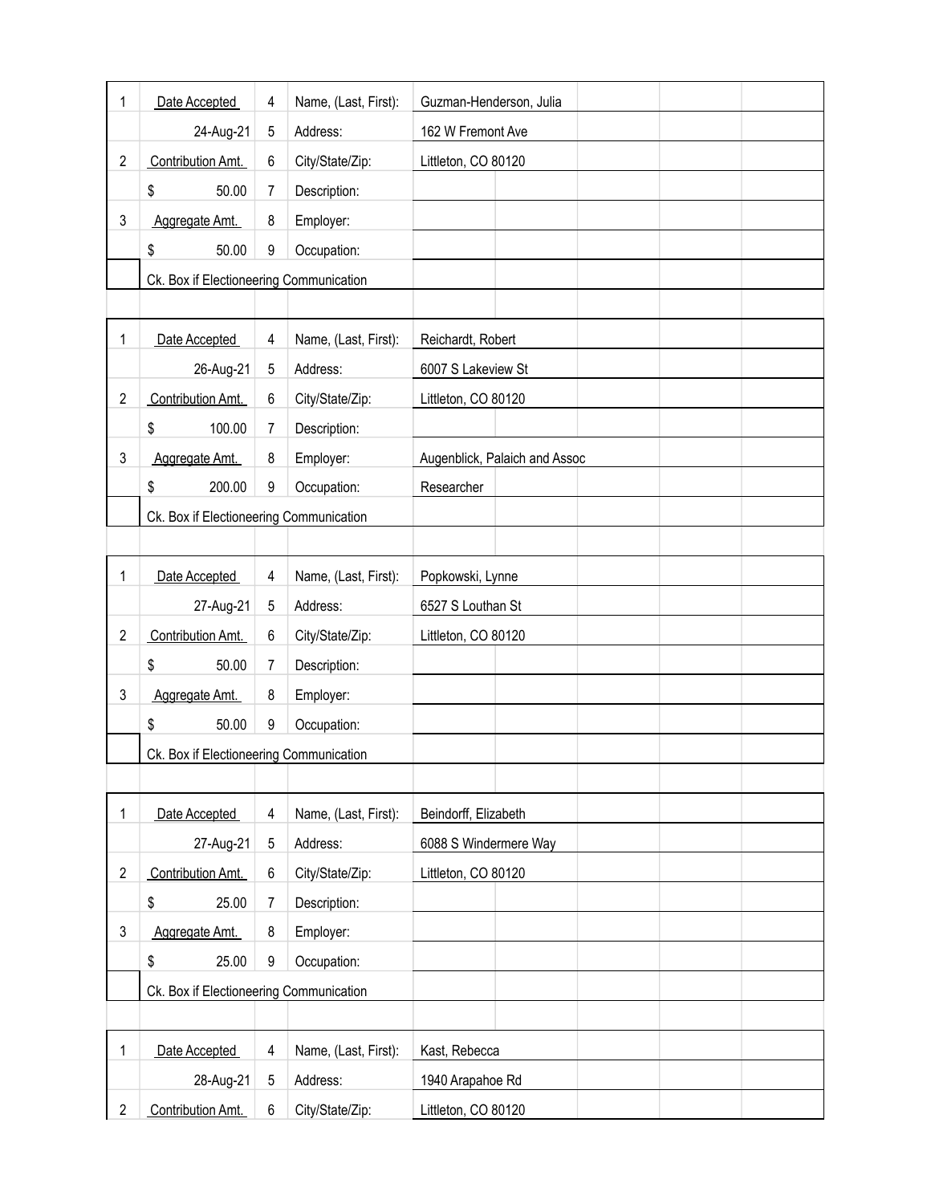| 1 | Date Accepted | 4 | Name, (Last, First): | Guzman-Henderson, Julia |
|---|---|---|---|---|
| | 24-Aug-21 | 5 | Address: | 162 W Fremont Ave |
| 2 | Contribution Amt. | 6 | City/State/Zip: | Littleton, CO 80120 |
| | $ 50.00 | 7 | Description: | |
| 3 | Aggregate Amt. | 8 | Employer: | |
| | $ 50.00 | 9 | Occupation: | |
| | Ck. Box if Electioneering Communication | | | |

| 1 | Date Accepted | 4 | Name, (Last, First): | Reichardt, Robert |
|---|---|---|---|---|
| | 26-Aug-21 | 5 | Address: | 6007 S Lakeview St |
| 2 | Contribution Amt. | 6 | City/State/Zip: | Littleton, CO 80120 |
| | $ 100.00 | 7 | Description: | |
| 3 | Aggregate Amt. | 8 | Employer: | Augenblick, Palaich and Assoc |
| | $ 200.00 | 9 | Occupation: | Researcher |
| | Ck. Box if Electioneering Communication | | | |

| 1 | Date Accepted | 4 | Name, (Last, First): | Popkowski, Lynne |
|---|---|---|---|---|
| | 27-Aug-21 | 5 | Address: | 6527 S Louthan St |
| 2 | Contribution Amt. | 6 | City/State/Zip: | Littleton, CO 80120 |
| | $ 50.00 | 7 | Description: | |
| 3 | Aggregate Amt. | 8 | Employer: | |
| | $ 50.00 | 9 | Occupation: | |
| | Ck. Box if Electioneering Communication | | | |

| 1 | Date Accepted | 4 | Name, (Last, First): | Beindorff, Elizabeth |
|---|---|---|---|---|
| | 27-Aug-21 | 5 | Address: | 6088 S Windermere Way |
| 2 | Contribution Amt. | 6 | City/State/Zip: | Littleton, CO 80120 |
| | $ 25.00 | 7 | Description: | |
| 3 | Aggregate Amt. | 8 | Employer: | |
| | $ 25.00 | 9 | Occupation: | |
| | Ck. Box if Electioneering Communication | | | |

| 1 | Date Accepted | 4 | Name, (Last, First): | Kast, Rebecca |
|---|---|---|---|---|
| | 28-Aug-21 | 5 | Address: | 1940 Arapahoe Rd |
| 2 | Contribution Amt. | 6 | City/State/Zip: | Littleton, CO 80120 |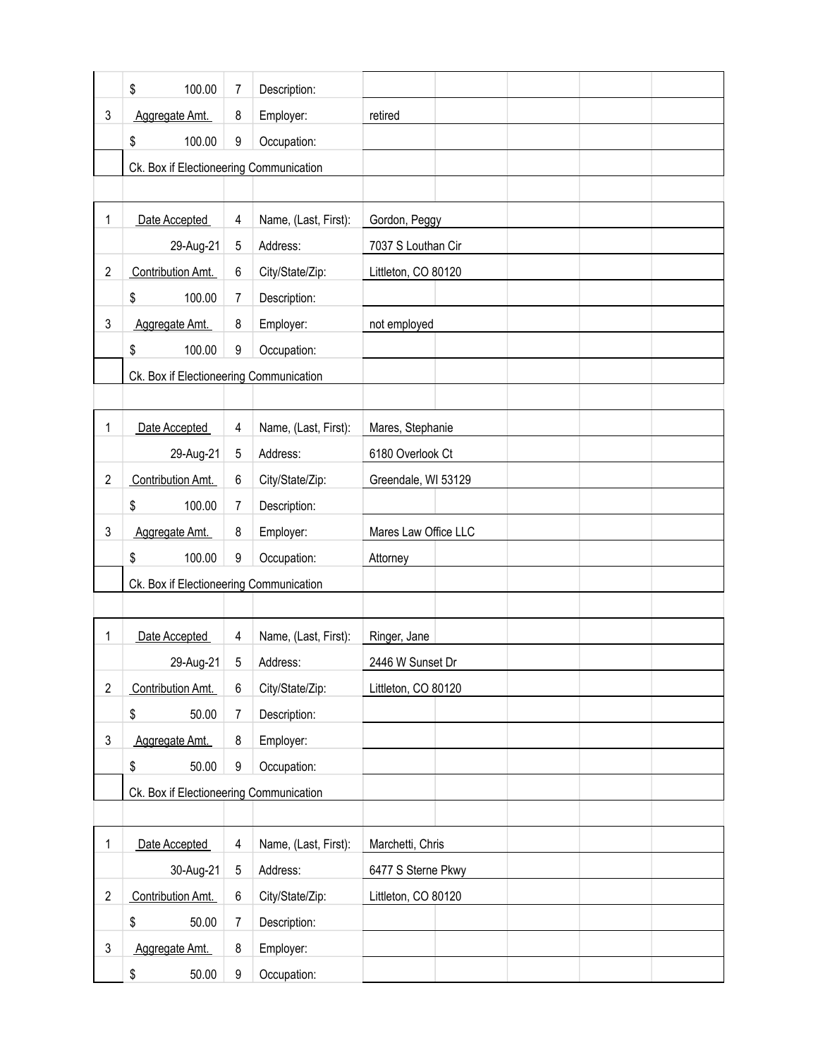| | | | | |
|---|---|---|---|---|
| | $ 100.00 | 7 | Description: | |
| 3 | Aggregate Amt. | 8 | Employer: | retired |
| | $ 100.00 | 9 | Occupation: | |
| | Ck. Box if Electioneering Communication | | | |

| | | | | |
|---|---|---|---|---|
| 1 | Date Accepted | 4 | Name, (Last, First): | Gordon, Peggy |
| | 29-Aug-21 | 5 | Address: | 7037 S Louthan Cir |
| 2 | Contribution Amt. | 6 | City/State/Zip: | Littleton, CO 80120 |
| | $ 100.00 | 7 | Description: | |
| 3 | Aggregate Amt. | 8 | Employer: | not employed |
| | $ 100.00 | 9 | Occupation: | |
| | Ck. Box if Electioneering Communication | | | |

| | | | | |
|---|---|---|---|---|
| 1 | Date Accepted | 4 | Name, (Last, First): | Mares, Stephanie |
| | 29-Aug-21 | 5 | Address: | 6180 Overlook Ct |
| 2 | Contribution Amt. | 6 | City/State/Zip: | Greendale, WI 53129 |
| | $ 100.00 | 7 | Description: | |
| 3 | Aggregate Amt. | 8 | Employer: | Mares Law Office LLC |
| | $ 100.00 | 9 | Occupation: | Attorney |
| | Ck. Box if Electioneering Communication | | | |

| | | | | |
|---|---|---|---|---|
| 1 | Date Accepted | 4 | Name, (Last, First): | Ringer, Jane |
| | 29-Aug-21 | 5 | Address: | 2446 W Sunset Dr |
| 2 | Contribution Amt. | 6 | City/State/Zip: | Littleton, CO 80120 |
| | $ 50.00 | 7 | Description: | |
| 3 | Aggregate Amt. | 8 | Employer: | |
| | $ 50.00 | 9 | Occupation: | |
| | Ck. Box if Electioneering Communication | | | |

| | | | | |
|---|---|---|---|---|
| 1 | Date Accepted | 4 | Name, (Last, First): | Marchetti, Chris |
| | 30-Aug-21 | 5 | Address: | 6477 S Sterne Pkwy |
| 2 | Contribution Amt. | 6 | City/State/Zip: | Littleton, CO 80120 |
| | $ 50.00 | 7 | Description: | |
| 3 | Aggregate Amt. | 8 | Employer: | |
| | $ 50.00 | 9 | Occupation: | |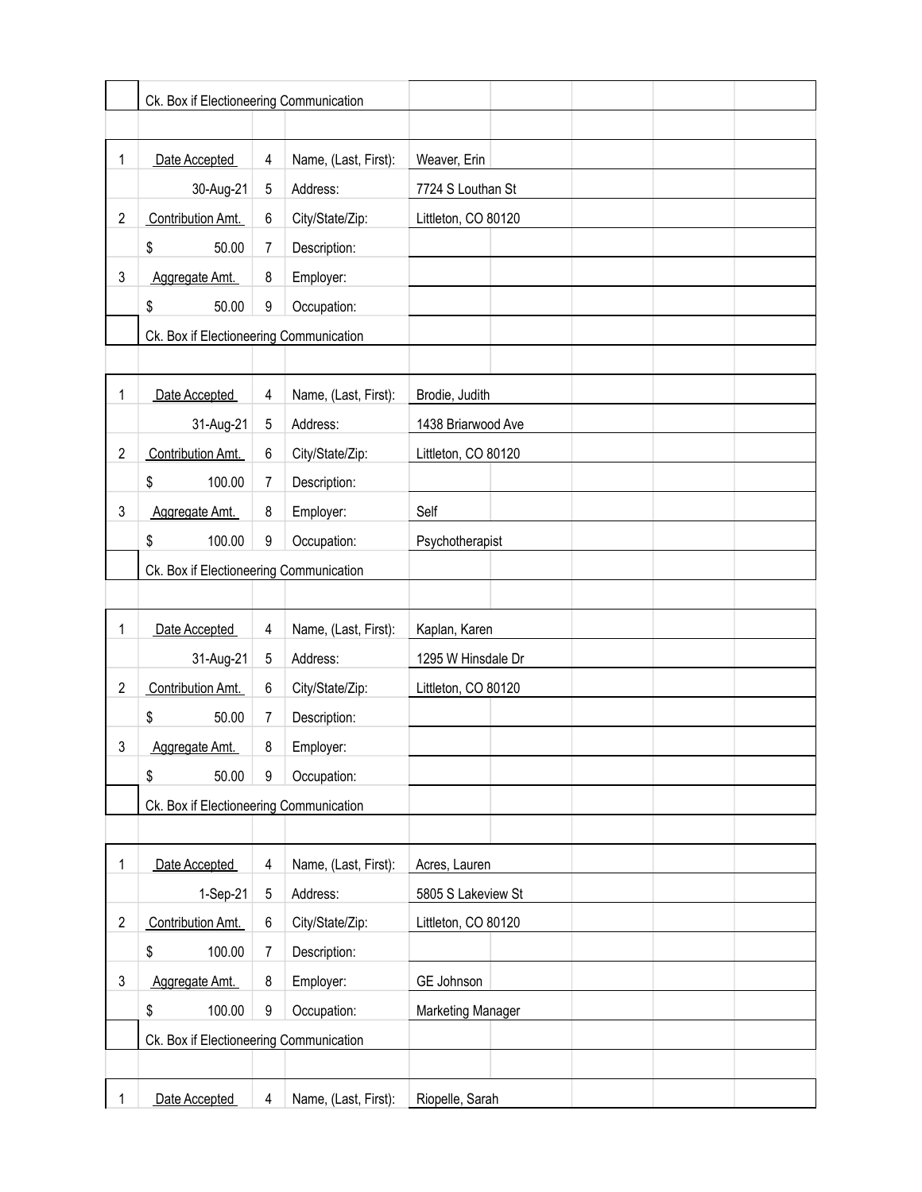| | Ck. Box if Electioneering Communication | | | |
|---|---|---|---|---|
| | | | | |
| 1 | Date Accepted | 4 | Name, (Last, First): | Weaver, Erin |
| | 30-Aug-21 | 5 | Address: | 7724 S Louthan St |
| 2 | Contribution Amt. | 6 | City/State/Zip: | Littleton, CO 80120 |
| | $ 50.00 | 7 | Description: | |
| 3 | Aggregate Amt. | 8 | Employer: | |
| | $ 50.00 | 9 | Occupation: | |
| | Ck. Box if Electioneering Communication | | | |
| | | | | |
| 1 | Date Accepted | 4 | Name, (Last, First): | Brodie, Judith |
| | 31-Aug-21 | 5 | Address: | 1438 Briarwood Ave |
| 2 | Contribution Amt. | 6 | City/State/Zip: | Littleton, CO 80120 |
| | $ 100.00 | 7 | Description: | |
| 3 | Aggregate Amt. | 8 | Employer: | Self |
| | $ 100.00 | 9 | Occupation: | Psychotherapist |
| | Ck. Box if Electioneering Communication | | | |
| | | | | |
| 1 | Date Accepted | 4 | Name, (Last, First): | Kaplan, Karen |
| | 31-Aug-21 | 5 | Address: | 1295 W Hinsdale Dr |
| 2 | Contribution Amt. | 6 | City/State/Zip: | Littleton, CO 80120 |
| | $ 50.00 | 7 | Description: | |
| 3 | Aggregate Amt. | 8 | Employer: | |
| | $ 50.00 | 9 | Occupation: | |
| | Ck. Box if Electioneering Communication | | | |
| | | | | |
| 1 | Date Accepted | 4 | Name, (Last, First): | Acres, Lauren |
| | 1-Sep-21 | 5 | Address: | 5805 S Lakeview St |
| 2 | Contribution Amt. | 6 | City/State/Zip: | Littleton, CO 80120 |
| | $ 100.00 | 7 | Description: | |
| 3 | Aggregate Amt. | 8 | Employer: | GE Johnson |
| | $ 100.00 | 9 | Occupation: | Marketing Manager |
| | Ck. Box if Electioneering Communication | | | |
| | | | | |
| 1 | Date Accepted | 4 | Name, (Last, First): | Riopelle, Sarah |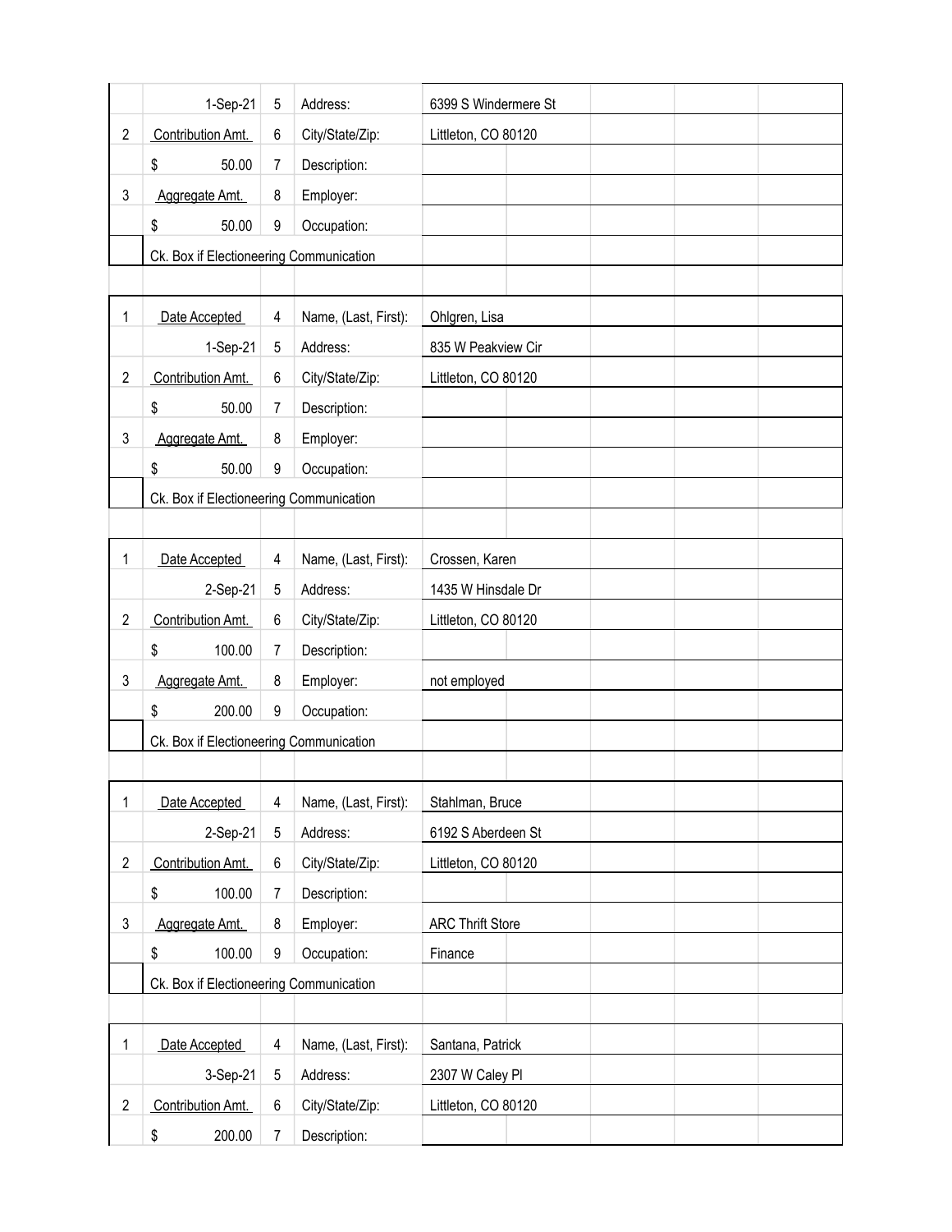| | | | | |
|---|---|---|---|---|
| | 1-Sep-21 | 5 | Address: | 6399 S Windermere St |
| 2 | Contribution Amt. | 6 | City/State/Zip: | Littleton, CO 80120 |
| | $ 50.00 | 7 | Description: | |
| 3 | Aggregate Amt. | 8 | Employer: | |
| | $ 50.00 | 9 | Occupation: | |
| | Ck. Box if Electioneering Communication | | | |

| | | | | |
|---|---|---|---|---|
| 1 | Date Accepted | 4 | Name, (Last, First): | Ohlgren, Lisa |
| | 1-Sep-21 | 5 | Address: | 835 W Peakview Cir |
| 2 | Contribution Amt. | 6 | City/State/Zip: | Littleton, CO 80120 |
| | $ 50.00 | 7 | Description: | |
| 3 | Aggregate Amt. | 8 | Employer: | |
| | $ 50.00 | 9 | Occupation: | |
| | Ck. Box if Electioneering Communication | | | |

| | | | | |
|---|---|---|---|---|
| 1 | Date Accepted | 4 | Name, (Last, First): | Crossen, Karen |
| | 2-Sep-21 | 5 | Address: | 1435 W Hinsdale Dr |
| 2 | Contribution Amt. | 6 | City/State/Zip: | Littleton, CO 80120 |
| | $ 100.00 | 7 | Description: | |
| 3 | Aggregate Amt. | 8 | Employer: | not employed |
| | $ 200.00 | 9 | Occupation: | |
| | Ck. Box if Electioneering Communication | | | |

| | | | | |
|---|---|---|---|---|
| 1 | Date Accepted | 4 | Name, (Last, First): | Stahlman, Bruce |
| | 2-Sep-21 | 5 | Address: | 6192 S Aberdeen St |
| 2 | Contribution Amt. | 6 | City/State/Zip: | Littleton, CO 80120 |
| | $ 100.00 | 7 | Description: | |
| 3 | Aggregate Amt. | 8 | Employer: | ARC Thrift Store |
| | $ 100.00 | 9 | Occupation: | Finance |
| | Ck. Box if Electioneering Communication | | | |

| | | | | |
|---|---|---|---|---|
| 1 | Date Accepted | 4 | Name, (Last, First): | Santana, Patrick |
| | 3-Sep-21 | 5 | Address: | 2307 W Caley Pl |
| 2 | Contribution Amt. | 6 | City/State/Zip: | Littleton, CO 80120 |
| | $ 200.00 | 7 | Description: | |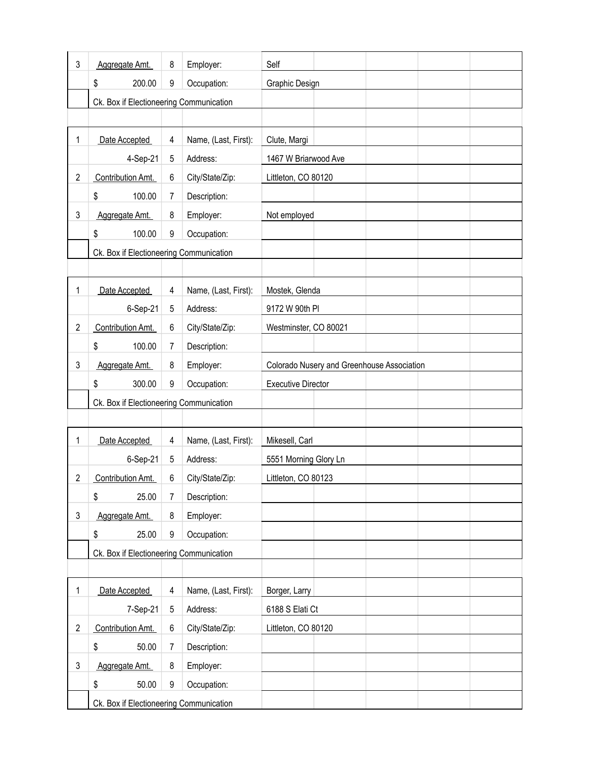| | | | | |
|---|---|---|---|---|
| 3 | Aggregate Amt. | 8 | Employer: | Self |
| | $ 200.00 | 9 | Occupation: | Graphic Design |
| | Ck. Box if Electioneering Communication | | | |

| | | | | |
|---|---|---|---|---|
| 1 | Date Accepted | 4 | Name, (Last, First): | Clute, Margi |
| | 4-Sep-21 | 5 | Address: | 1467 W Briarwood Ave |
| 2 | Contribution Amt. | 6 | City/State/Zip: | Littleton, CO 80120 |
| | $ 100.00 | 7 | Description: | |
| 3 | Aggregate Amt. | 8 | Employer: | Not employed |
| | $ 100.00 | 9 | Occupation: | |
| | Ck. Box if Electioneering Communication | | | |

| | | | | |
|---|---|---|---|---|
| 1 | Date Accepted | 4 | Name, (Last, First): | Mostek, Glenda |
| | 6-Sep-21 | 5 | Address: | 9172 W 90th Pl |
| 2 | Contribution Amt. | 6 | City/State/Zip: | Westminster, CO 80021 |
| | $ 100.00 | 7 | Description: | |
| 3 | Aggregate Amt. | 8 | Employer: | Colorado Nusery and Greenhouse Association |
| | $ 300.00 | 9 | Occupation: | Executive Director |
| | Ck. Box if Electioneering Communication | | | |

| | | | | |
|---|---|---|---|---|
| 1 | Date Accepted | 4 | Name, (Last, First): | Mikesell, Carl |
| | 6-Sep-21 | 5 | Address: | 5551 Morning Glory Ln |
| 2 | Contribution Amt. | 6 | City/State/Zip: | Littleton, CO 80123 |
| | $ 25.00 | 7 | Description: | |
| 3 | Aggregate Amt. | 8 | Employer: | |
| | $ 25.00 | 9 | Occupation: | |
| | Ck. Box if Electioneering Communication | | | |

| | | | | |
|---|---|---|---|---|
| 1 | Date Accepted | 4 | Name, (Last, First): | Borger, Larry |
| | 7-Sep-21 | 5 | Address: | 6188 S Elati Ct |
| 2 | Contribution Amt. | 6 | City/State/Zip: | Littleton, CO 80120 |
| | $ 50.00 | 7 | Description: | |
| 3 | Aggregate Amt. | 8 | Employer: | |
| | $ 50.00 | 9 | Occupation: | |
| | Ck. Box if Electioneering Communication | | | |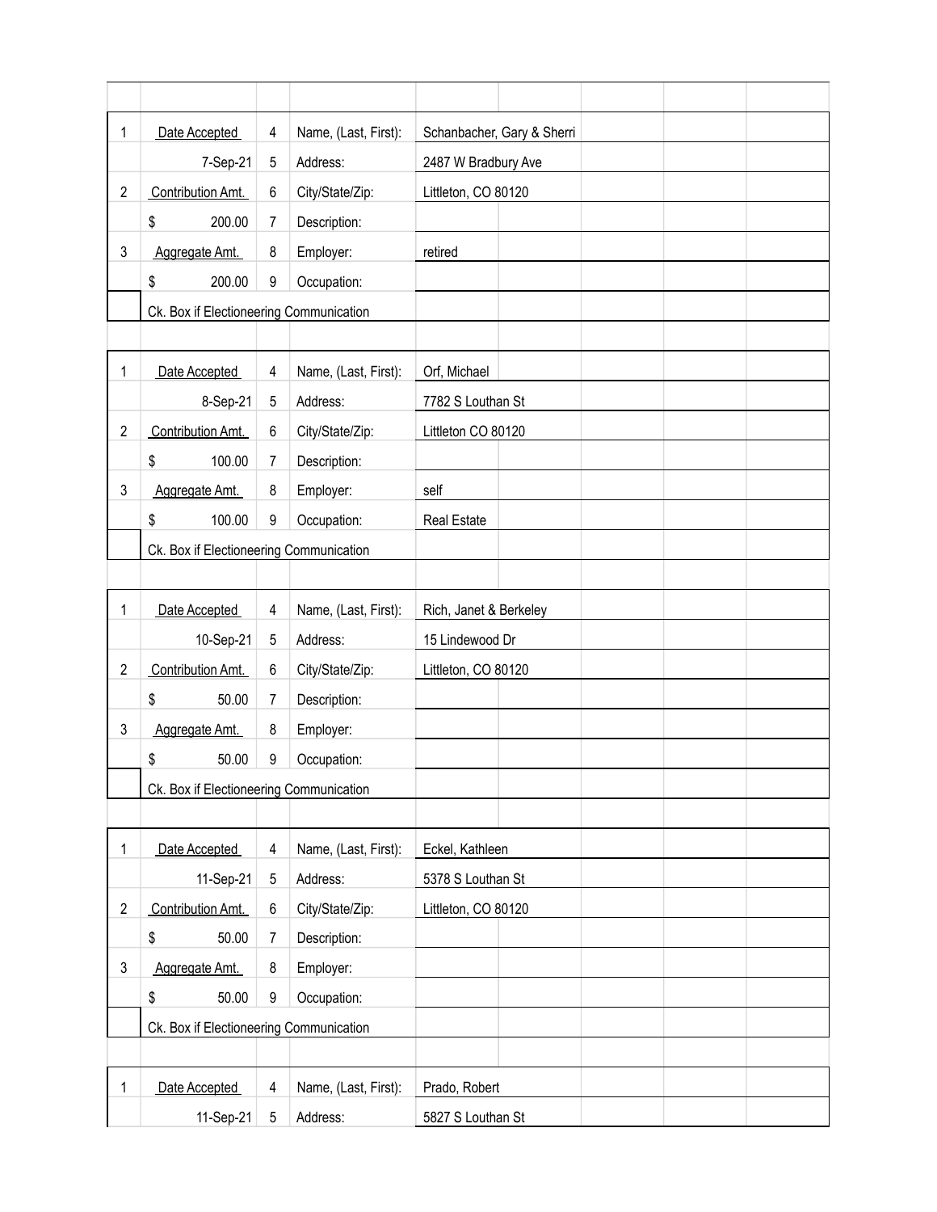| 1 | Date Accepted | 4 | Name, (Last, First): | Schanbacher, Gary & Sherri |
|---|---|---|---|---|
| | 7-Sep-21 | 5 | Address: | 2487 W Bradbury Ave |
| 2 | Contribution Amt. | 6 | City/State/Zip: | Littleton, CO 80120 |
| | $ 200.00 | 7 | Description: | |
| 3 | Aggregate Amt. | 8 | Employer: | retired |
| | $ 200.00 | 9 | Occupation: | |
| | Ck. Box if Electioneering Communication | | | |

| 1 | Date Accepted | 4 | Name, (Last, First): | Orf, Michael |
|---|---|---|---|---|
| | 8-Sep-21 | 5 | Address: | 7782 S Louthan St |
| 2 | Contribution Amt. | 6 | City/State/Zip: | Littleton CO 80120 |
| | $ 100.00 | 7 | Description: | |
| 3 | Aggregate Amt. | 8 | Employer: | self |
| | $ 100.00 | 9 | Occupation: | Real Estate |
| | Ck. Box if Electioneering Communication | | | |

| 1 | Date Accepted | 4 | Name, (Last, First): | Rich, Janet & Berkeley |
|---|---|---|---|---|
| | 10-Sep-21 | 5 | Address: | 15 Lindewood Dr |
| 2 | Contribution Amt. | 6 | City/State/Zip: | Littleton, CO 80120 |
| | $ 50.00 | 7 | Description: | |
| 3 | Aggregate Amt. | 8 | Employer: | |
| | $ 50.00 | 9 | Occupation: | |
| | Ck. Box if Electioneering Communication | | | |

| 1 | Date Accepted | 4 | Name, (Last, First): | Eckel, Kathleen |
|---|---|---|---|---|
| | 11-Sep-21 | 5 | Address: | 5378 S Louthan St |
| 2 | Contribution Amt. | 6 | City/State/Zip: | Littleton, CO 80120 |
| | $ 50.00 | 7 | Description: | |
| 3 | Aggregate Amt. | 8 | Employer: | |
| | $ 50.00 | 9 | Occupation: | |
| | Ck. Box if Electioneering Communication | | | |

| 1 | Date Accepted | 4 | Name, (Last, First): | Prado, Robert |
|---|---|---|---|---|
| | 11-Sep-21 | 5 | Address: | 5827 S Louthan St |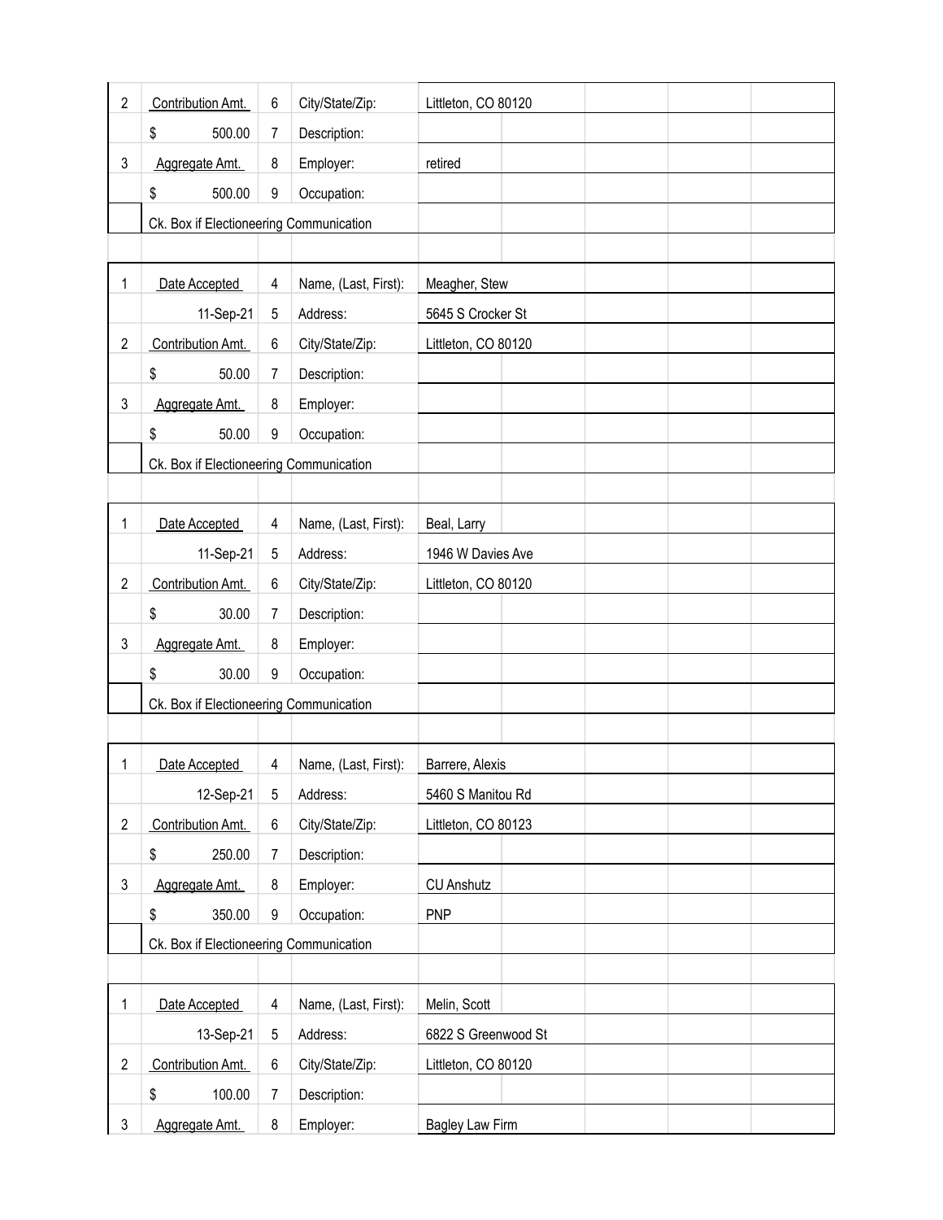| | | | | | | | |
|---|---|---|---|---|---|---|---|
| 2 | Contribution Amt. | 6 | City/State/Zip: | Littleton, CO 80120 | | | |
| | $ 500.00 | 7 | Description: | | | | |
| 3 | Aggregate Amt. | 8 | Employer: | retired | | | |
| | $ 500.00 | 9 | Occupation: | | | | |
| | Ck. Box if Electioneering Communication | | | | | | |

| | | | | | | | |
|---|---|---|---|---|---|---|---|
| 1 | Date Accepted | 4 | Name, (Last, First): | Meagher, Stew | | | |
| | 11-Sep-21 | 5 | Address: | 5645 S Crocker St | | | |
| 2 | Contribution Amt. | 6 | City/State/Zip: | Littleton, CO 80120 | | | |
| | $ 50.00 | 7 | Description: | | | | |
| 3 | Aggregate Amt. | 8 | Employer: | | | | |
| | $ 50.00 | 9 | Occupation: | | | | |
| | Ck. Box if Electioneering Communication | | | | | | |

| | | | | | | | |
|---|---|---|---|---|---|---|---|
| 1 | Date Accepted | 4 | Name, (Last, First): | Beal, Larry | | | |
| | 11-Sep-21 | 5 | Address: | 1946 W Davies Ave | | | |
| 2 | Contribution Amt. | 6 | City/State/Zip: | Littleton, CO 80120 | | | |
| | $ 30.00 | 7 | Description: | | | | |
| 3 | Aggregate Amt. | 8 | Employer: | | | | |
| | $ 30.00 | 9 | Occupation: | | | | |
| | Ck. Box if Electioneering Communication | | | | | | |

| | | | | | | | |
|---|---|---|---|---|---|---|---|
| 1 | Date Accepted | 4 | Name, (Last, First): | Barrere, Alexis | | | |
| | 12-Sep-21 | 5 | Address: | 5460 S Manitou Rd | | | |
| 2 | Contribution Amt. | 6 | City/State/Zip: | Littleton, CO 80123 | | | |
| | $ 250.00 | 7 | Description: | | | | |
| 3 | Aggregate Amt. | 8 | Employer: | CU Anshutz | | | |
| | $ 350.00 | 9 | Occupation: | PNP | | | |
| | Ck. Box if Electioneering Communication | | | | | | |

| | | | | | | | |
|---|---|---|---|---|---|---|---|
| 1 | Date Accepted | 4 | Name, (Last, First): | Melin, Scott | | | |
| | 13-Sep-21 | 5 | Address: | 6822 S Greenwood St | | | |
| 2 | Contribution Amt. | 6 | City/State/Zip: | Littleton, CO 80120 | | | |
| | $ 100.00 | 7 | Description: | | | | |
| 3 | Aggregate Amt. | 8 | Employer: | Bagley Law Firm | | | |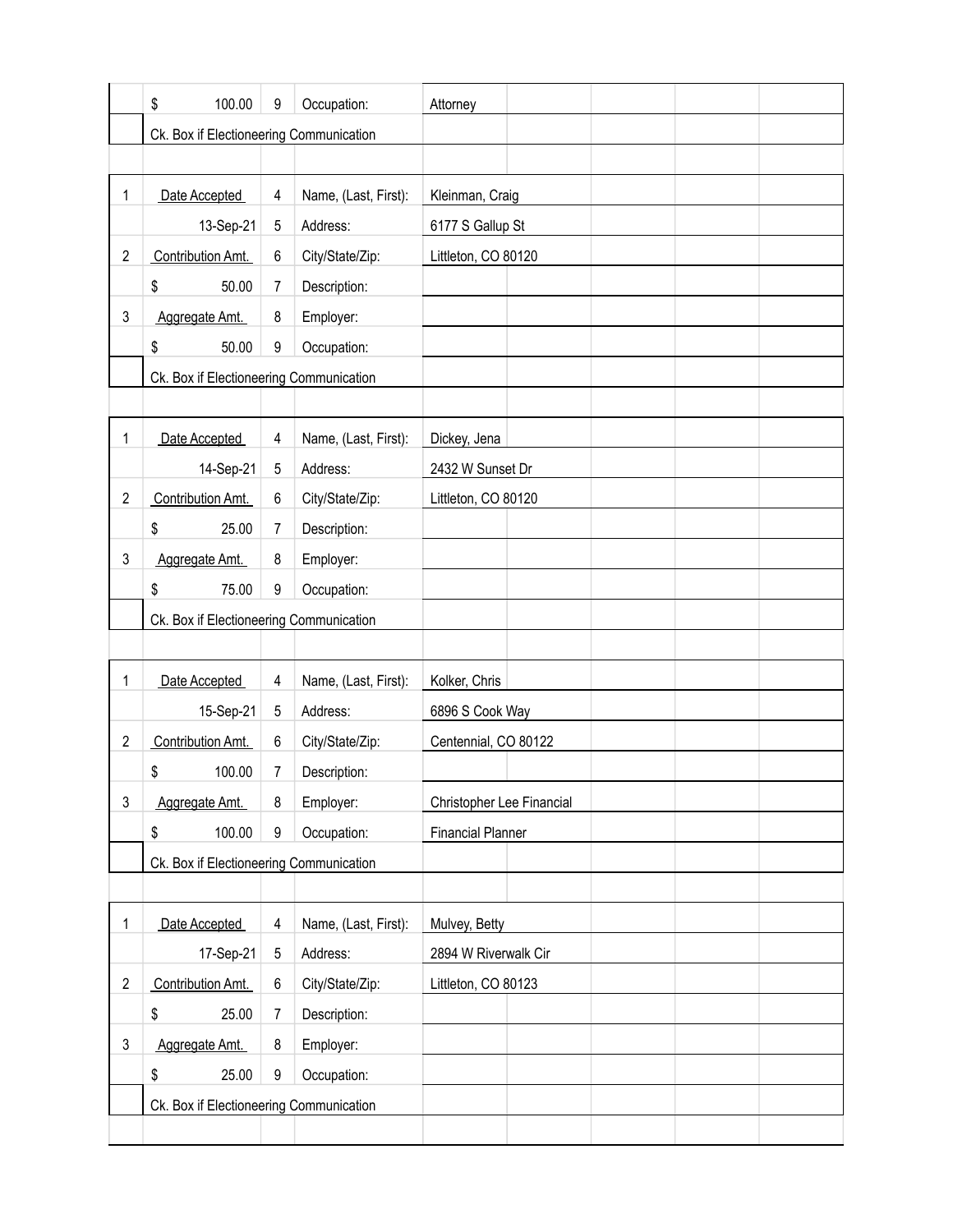| | | | | |
|---|---|---|---|---|
| | $ 100.00 | 9 | Occupation: | Attorney |
| | Ck. Box if Electioneering Communication | | | |

| | | | | |
|---|---|---|---|---|
| 1 | Date Accepted | 4 | Name, (Last, First): | Kleinman, Craig |
| | 13-Sep-21 | 5 | Address: | 6177 S Gallup St |
| 2 | Contribution Amt. | 6 | City/State/Zip: | Littleton, CO 80120 |
| | $ 50.00 | 7 | Description: | |
| 3 | Aggregate Amt. | 8 | Employer: | |
| | $ 50.00 | 9 | Occupation: | |
| | Ck. Box if Electioneering Communication | | | |

| | | | | |
|---|---|---|---|---|
| 1 | Date Accepted | 4 | Name, (Last, First): | Dickey, Jena |
| | 14-Sep-21 | 5 | Address: | 2432 W Sunset Dr |
| 2 | Contribution Amt. | 6 | City/State/Zip: | Littleton, CO 80120 |
| | $ 25.00 | 7 | Description: | |
| 3 | Aggregate Amt. | 8 | Employer: | |
| | $ 75.00 | 9 | Occupation: | |
| | Ck. Box if Electioneering Communication | | | |

| | | | | |
|---|---|---|---|---|
| 1 | Date Accepted | 4 | Name, (Last, First): | Kolker, Chris |
| | 15-Sep-21 | 5 | Address: | 6896 S Cook Way |
| 2 | Contribution Amt. | 6 | City/State/Zip: | Centennial, CO 80122 |
| | $ 100.00 | 7 | Description: | |
| 3 | Aggregate Amt. | 8 | Employer: | Christopher Lee Financial |
| | $ 100.00 | 9 | Occupation: | Financial Planner |
| | Ck. Box if Electioneering Communication | | | |

| | | | | |
|---|---|---|---|---|
| 1 | Date Accepted | 4 | Name, (Last, First): | Mulvey, Betty |
| | 17-Sep-21 | 5 | Address: | 2894 W Riverwalk Cir |
| 2 | Contribution Amt. | 6 | City/State/Zip: | Littleton, CO 80123 |
| | $ 25.00 | 7 | Description: | |
| 3 | Aggregate Amt. | 8 | Employer: | |
| | $ 25.00 | 9 | Occupation: | |
| | Ck. Box if Electioneering Communication | | | |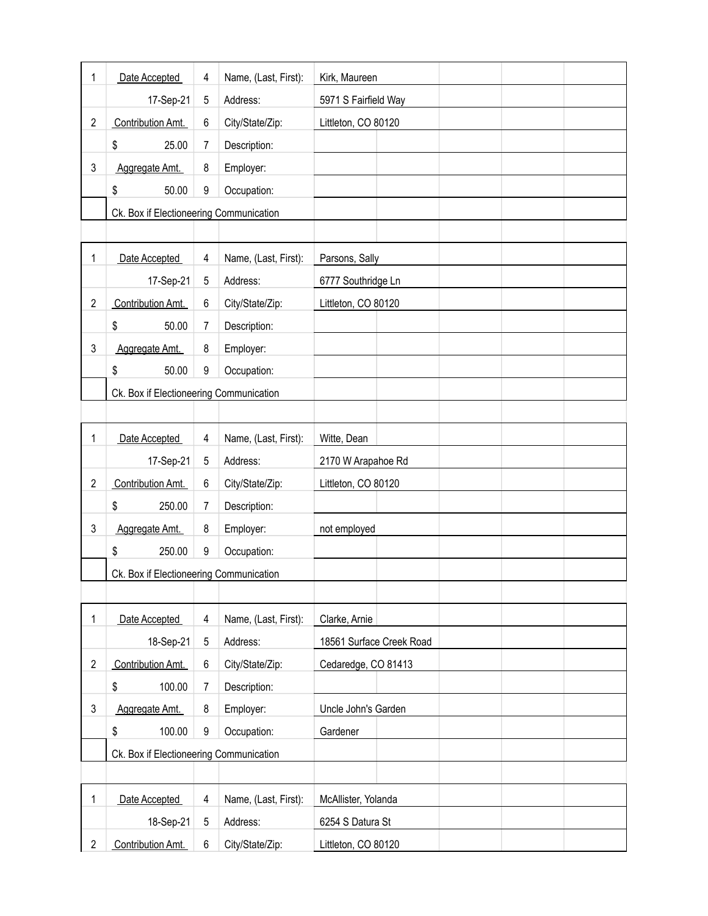| 1 | Date Accepted | 4 | Name, (Last, First): | Kirk, Maureen |
|---|---|---|---|---|
| | 17-Sep-21 | 5 | Address: | 5971 S Fairfield Way |
| 2 | Contribution Amt. | 6 | City/State/Zip: | Littleton, CO 80120 |
| | $ 25.00 | 7 | Description: | |
| 3 | Aggregate Amt. | 8 | Employer: | |
| | $ 50.00 | 9 | Occupation: | |
| | Ck. Box if Electioneering Communication | | | |

| 1 | Date Accepted | 4 | Name, (Last, First): | Parsons, Sally |
|---|---|---|---|---|
| | 17-Sep-21 | 5 | Address: | 6777 Southridge Ln |
| 2 | Contribution Amt. | 6 | City/State/Zip: | Littleton, CO 80120 |
| | $ 50.00 | 7 | Description: | |
| 3 | Aggregate Amt. | 8 | Employer: | |
| | $ 50.00 | 9 | Occupation: | |
| | Ck. Box if Electioneering Communication | | | |

| 1 | Date Accepted | 4 | Name, (Last, First): | Witte, Dean |
|---|---|---|---|---|
| | 17-Sep-21 | 5 | Address: | 2170 W Arapahoe Rd |
| 2 | Contribution Amt. | 6 | City/State/Zip: | Littleton, CO 80120 |
| | $ 250.00 | 7 | Description: | |
| 3 | Aggregate Amt. | 8 | Employer: | not employed |
| | $ 250.00 | 9 | Occupation: | |
| | Ck. Box if Electioneering Communication | | | |

| 1 | Date Accepted | 4 | Name, (Last, First): | Clarke, Arnie |
|---|---|---|---|---|
| | 18-Sep-21 | 5 | Address: | 18561 Surface Creek Road |
| 2 | Contribution Amt. | 6 | City/State/Zip: | Cedaredge, CO 81413 |
| | $ 100.00 | 7 | Description: | |
| 3 | Aggregate Amt. | 8 | Employer: | Uncle John's Garden |
| | $ 100.00 | 9 | Occupation: | Gardener |
| | Ck. Box if Electioneering Communication | | | |

| 1 | Date Accepted | 4 | Name, (Last, First): | McAllister, Yolanda |
|---|---|---|---|---|
| | 18-Sep-21 | 5 | Address: | 6254 S Datura St |
| 2 | Contribution Amt. | 6 | City/State/Zip: | Littleton, CO 80120 |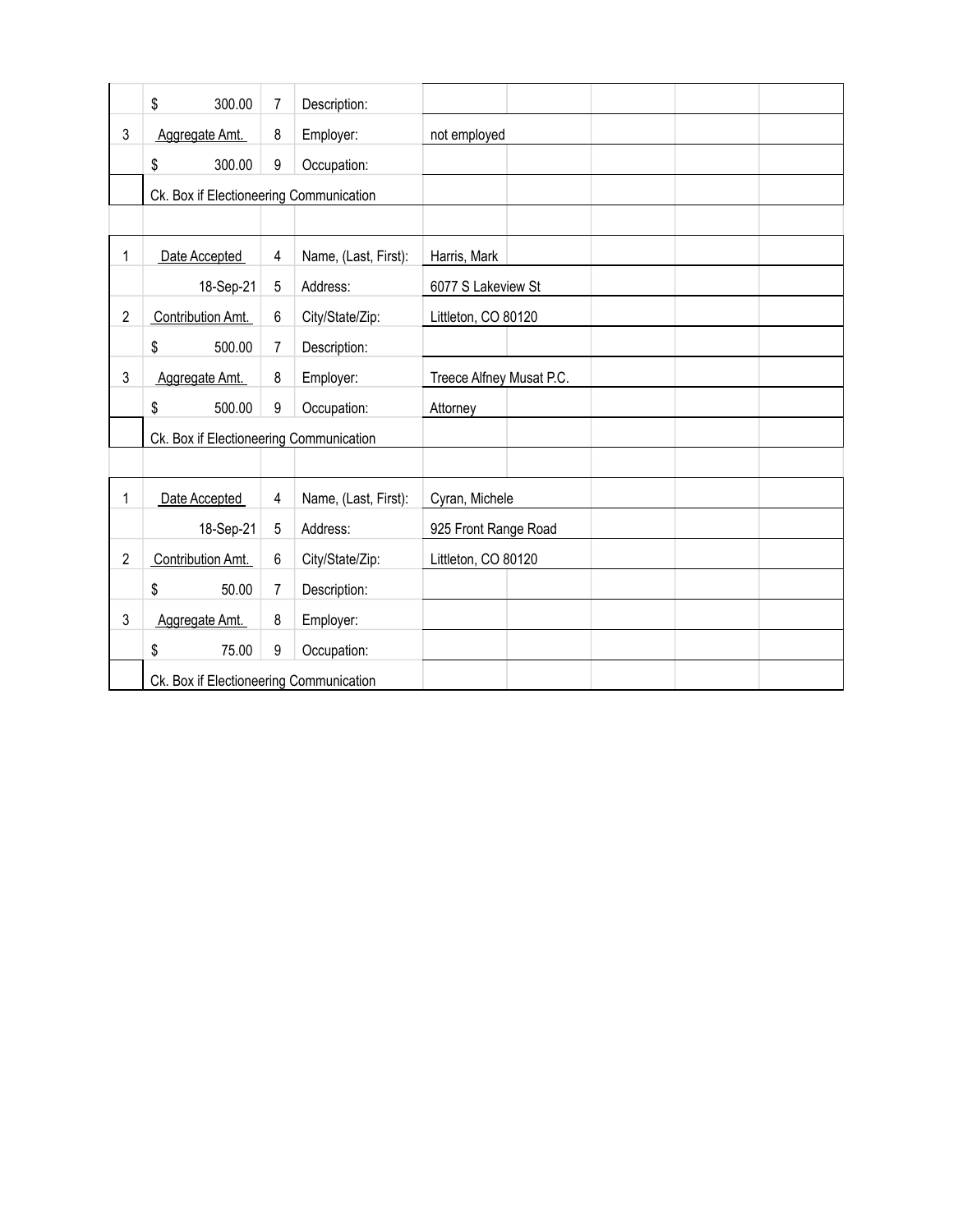|  |  |  |  |  |
|---|---|---|---|---|
|  | $ 300.00 | 7 | Description: |  |
| 3 | Aggregate Amt. | 8 | Employer: | not employed |
|  | $ 300.00 | 9 | Occupation: |  |
|  | Ck. Box if Electioneering Communication |  |  |  |

|  |  |  |  |  |
|---|---|---|---|---|
| 1 | Date Accepted | 4 | Name, (Last, First): | Harris, Mark |
|  | 18-Sep-21 | 5 | Address: | 6077 S Lakeview St |
| 2 | Contribution Amt. | 6 | City/State/Zip: | Littleton, CO 80120 |
|  | $ 500.00 | 7 | Description: |  |
| 3 | Aggregate Amt. | 8 | Employer: | Treece Alfney Musat P.C. |
|  | $ 500.00 | 9 | Occupation: | Attorney |
|  | Ck. Box if Electioneering Communication |  |  |  |

|  |  |  |  |  |
|---|---|---|---|---|
| 1 | Date Accepted | 4 | Name, (Last, First): | Cyran, Michele |
|  | 18-Sep-21 | 5 | Address: | 925 Front Range Road |
| 2 | Contribution Amt. | 6 | City/State/Zip: | Littleton, CO 80120 |
|  | $ 50.00 | 7 | Description: |  |
| 3 | Aggregate Amt. | 8 | Employer: |  |
|  | $ 75.00 | 9 | Occupation: |  |
|  | Ck. Box if Electioneering Communication |  |  |  |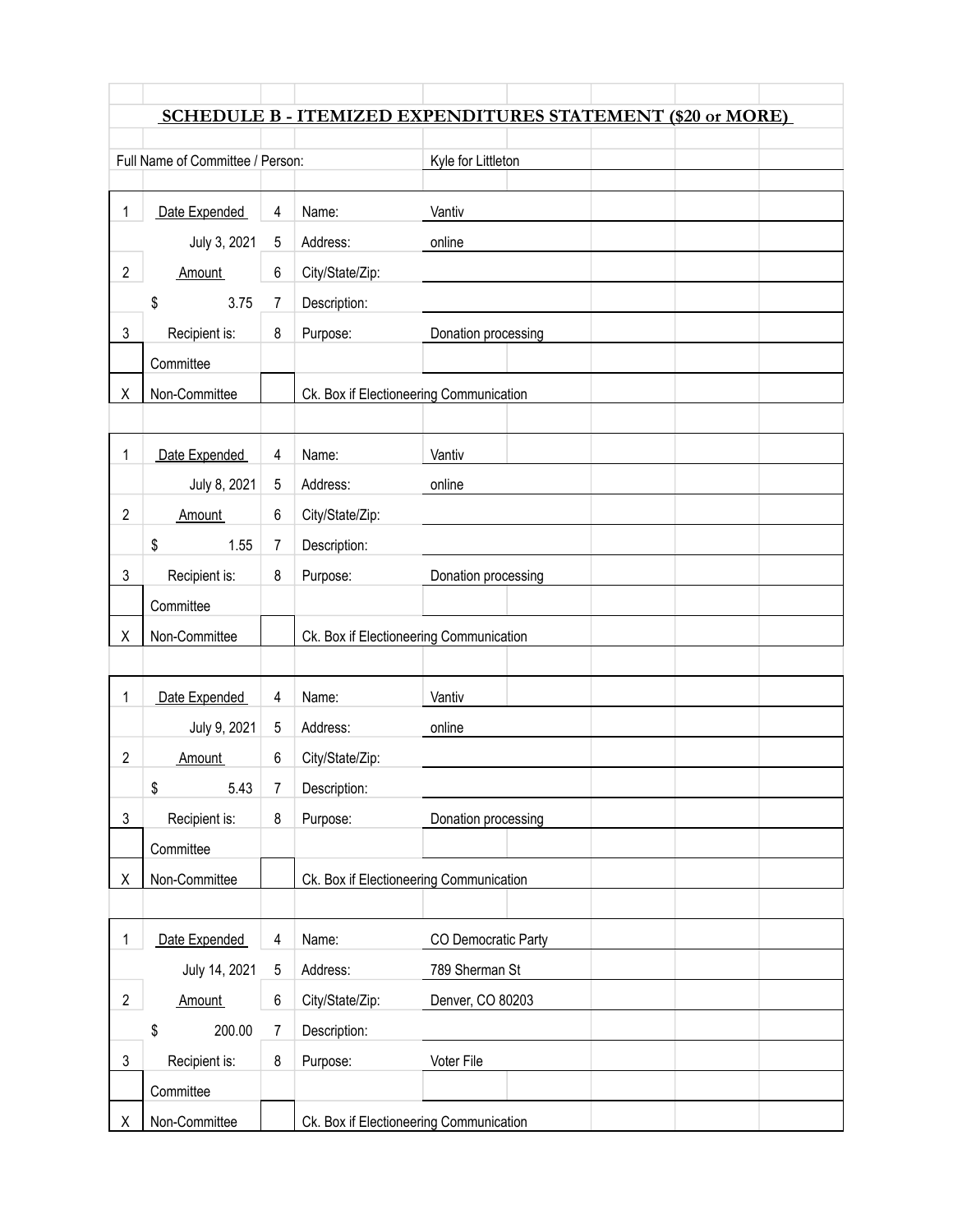# SCHEDULE B - ITEMIZED EXPENDITURES STATEMENT ($20 or MORE)

Full Name of Committee / Person: Kyle for Littleton

| 1 | Date Expended | 4 | Name: | Vantiv |
|---|---|---|---|---|
| | July 3, 2021 | 5 | Address: | online |
| 2 | Amount | 6 | City/State/Zip: | |
| | $ 3.75 | 7 | Description: | |
| 3 | Recipient is: | 8 | Purpose: | Donation processing |
| | Committee | | | |
| X | Non-Committee | | Ck. Box if Electioneering Communication | |

| 1 | Date Expended | 4 | Name: | Vantiv |
|---|---|---|---|---|
| | July 8, 2021 | 5 | Address: | online |
| 2 | Amount | 6 | City/State/Zip: | |
| | $ 1.55 | 7 | Description: | |
| 3 | Recipient is: | 8 | Purpose: | Donation processing |
| | Committee | | | |
| X | Non-Committee | | Ck. Box if Electioneering Communication | |

| 1 | Date Expended | 4 | Name: | Vantiv |
|---|---|---|---|---|
| | July 9, 2021 | 5 | Address: | online |
| 2 | Amount | 6 | City/State/Zip: | |
| | $ 5.43 | 7 | Description: | |
| 3 | Recipient is: | 8 | Purpose: | Donation processing |
| | Committee | | | |
| X | Non-Committee | | Ck. Box if Electioneering Communication | |

| 1 | Date Expended | 4 | Name: | CO Democratic Party |
|---|---|---|---|---|
| | July 14, 2021 | 5 | Address: | 789 Sherman St |
| 2 | Amount | 6 | City/State/Zip: | Denver, CO 80203 |
| | $ 200.00 | 7 | Description: | |
| 3 | Recipient is: | 8 | Purpose: | Voter File |
| | Committee | | | |
| X | Non-Committee | | Ck. Box if Electioneering Communication | |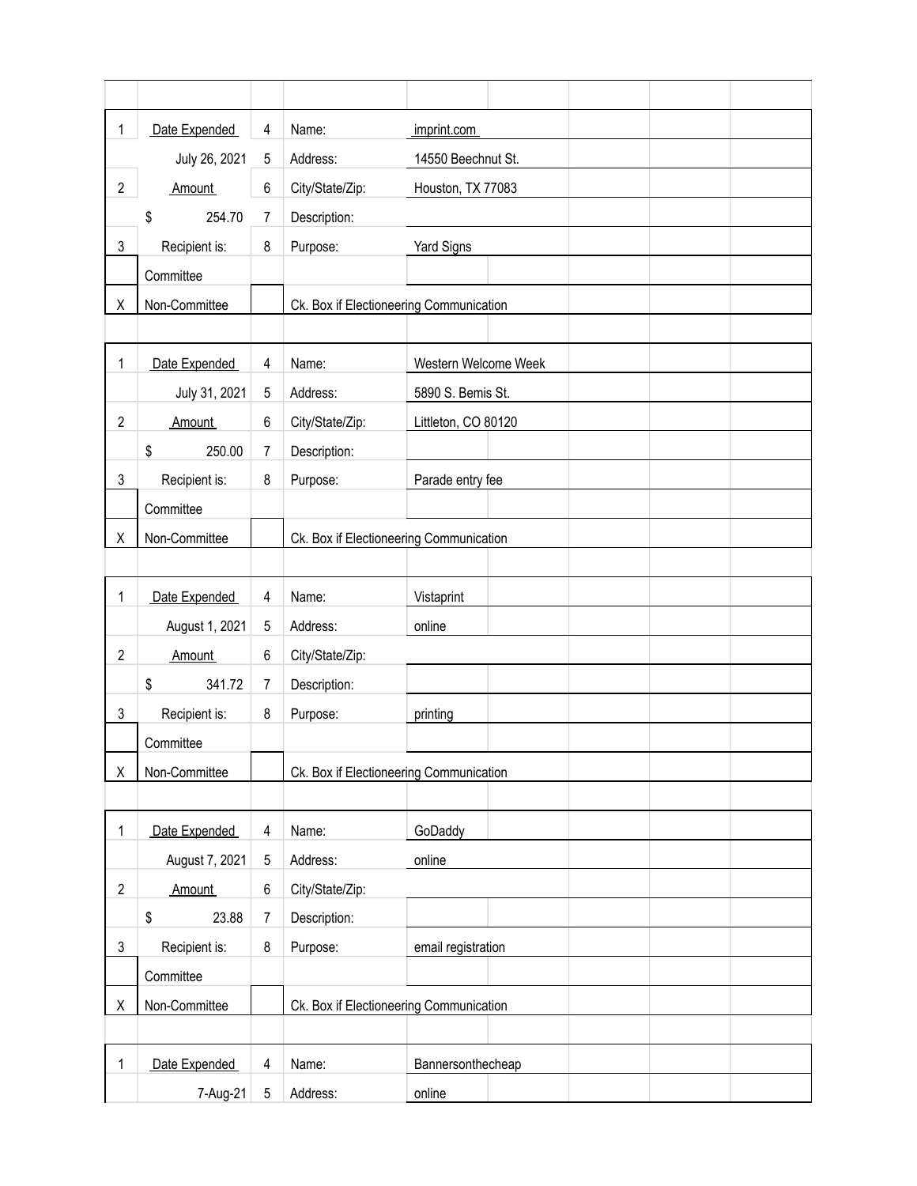| 1 | Date Expended | 4 | Name: | imprint.com |
|---|---|---|---|---|
| | July 26, 2021 | 5 | Address: | 14550 Beechnut St. |
| 2 | Amount | 6 | City/State/Zip: | Houston, TX 77083 |
| | $ 254.70 | 7 | Description: | |
| 3 | Recipient is: | 8 | Purpose: | Yard Signs |
| | Committee | | | |
| X | Non-Committee | | Ck. Box if Electioneering Communication | |

| 1 | Date Expended | 4 | Name: | Western Welcome Week |
|---|---|---|---|---|
| | July 31, 2021 | 5 | Address: | 5890 S. Bemis St. |
| 2 | Amount | 6 | City/State/Zip: | Littleton, CO 80120 |
| | $ 250.00 | 7 | Description: | |
| 3 | Recipient is: | 8 | Purpose: | Parade entry fee |
| | Committee | | | |
| X | Non-Committee | | Ck. Box if Electioneering Communication | |

| 1 | Date Expended | 4 | Name: | Vistaprint |
|---|---|---|---|---|
| | August 1, 2021 | 5 | Address: | online |
| 2 | Amount | 6 | City/State/Zip: | |
| | $ 341.72 | 7 | Description: | |
| 3 | Recipient is: | 8 | Purpose: | printing |
| | Committee | | | |
| X | Non-Committee | | Ck. Box if Electioneering Communication | |

| 1 | Date Expended | 4 | Name: | GoDaddy |
|---|---|---|---|---|
| | August 7, 2021 | 5 | Address: | online |
| 2 | Amount | 6 | City/State/Zip: | |
| | $ 23.88 | 7 | Description: | |
| 3 | Recipient is: | 8 | Purpose: | email registration |
| | Committee | | | |
| X | Non-Committee | | Ck. Box if Electioneering Communication | |

| 1 | Date Expended | 4 | Name: | Bannersonthecheap |
|---|---|---|---|---|
| | 7-Aug-21 | 5 | Address: | online |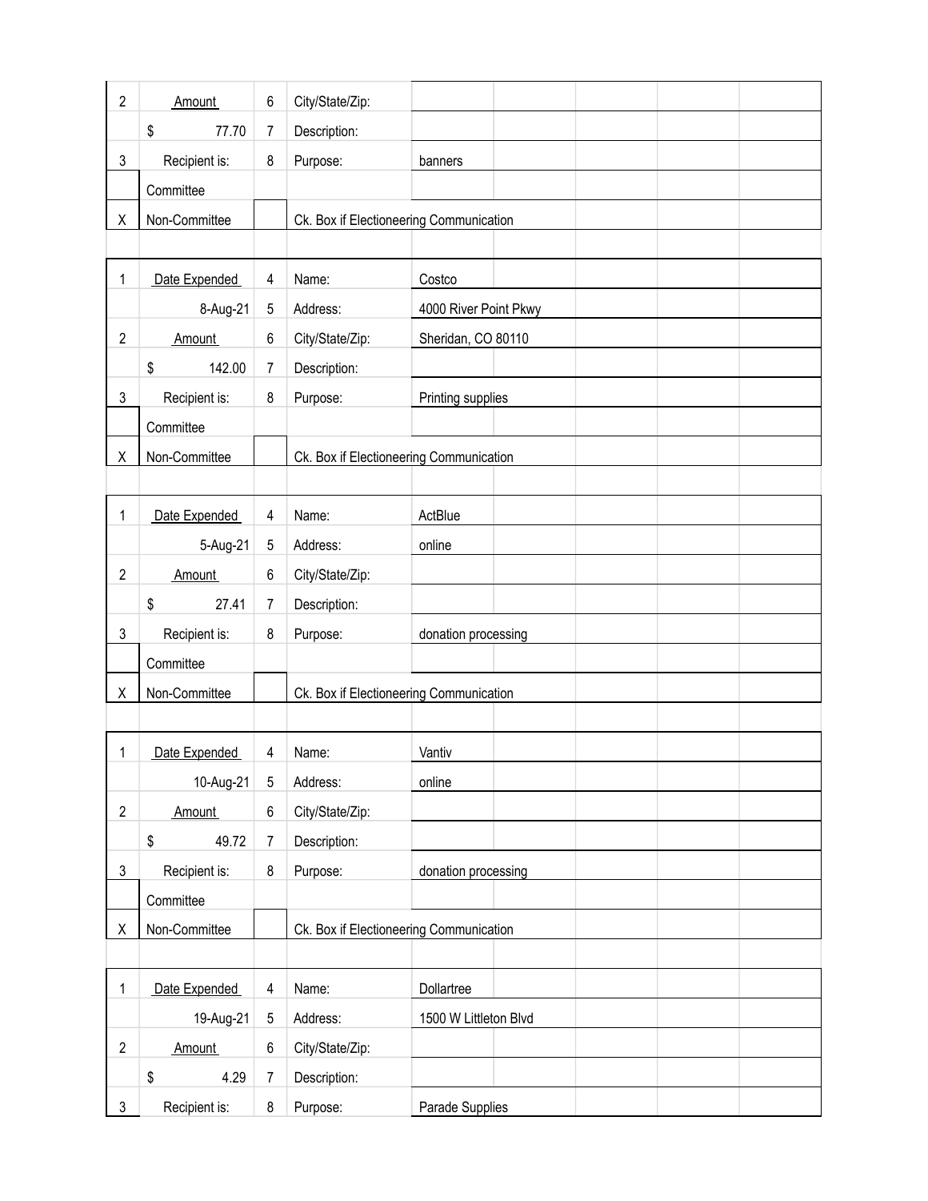| | | | | |
|---|---|---|---|---|
| 2 | Amount | 6 | City/State/Zip: | |
| | $ 77.70 | 7 | Description: | |
| 3 | Recipient is: | 8 | Purpose: | banners |
| | Committee | | | |
| X | Non-Committee | | Ck. Box if Electioneering Communication | |

| | | | | |
|---|---|---|---|---|
| 1 | Date Expended | 4 | Name: | Costco |
| | 8-Aug-21 | 5 | Address: | 4000 River Point Pkwy |
| 2 | Amount | 6 | City/State/Zip: | Sheridan, CO 80110 |
| | $ 142.00 | 7 | Description: | |
| 3 | Recipient is: | 8 | Purpose: | Printing supplies |
| | Committee | | | |
| X | Non-Committee | | Ck. Box if Electioneering Communication | |

| | | | | |
|---|---|---|---|---|
| 1 | Date Expended | 4 | Name: | ActBlue |
| | 5-Aug-21 | 5 | Address: | online |
| 2 | Amount | 6 | City/State/Zip: | |
| | $ 27.41 | 7 | Description: | |
| 3 | Recipient is: | 8 | Purpose: | donation processing |
| | Committee | | | |
| X | Non-Committee | | Ck. Box if Electioneering Communication | |

| | | | | |
|---|---|---|---|---|
| 1 | Date Expended | 4 | Name: | Vantiv |
| | 10-Aug-21 | 5 | Address: | online |
| 2 | Amount | 6 | City/State/Zip: | |
| | $ 49.72 | 7 | Description: | |
| 3 | Recipient is: | 8 | Purpose: | donation processing |
| | Committee | | | |
| X | Non-Committee | | Ck. Box if Electioneering Communication | |

| | | | | |
|---|---|---|---|---|
| 1 | Date Expended | 4 | Name: | Dollartree |
| | 19-Aug-21 | 5 | Address: | 1500 W Littleton Blvd |
| 2 | Amount | 6 | City/State/Zip: | |
| | $ 4.29 | 7 | Description: | |
| 3 | Recipient is: | 8 | Purpose: | Parade Supplies |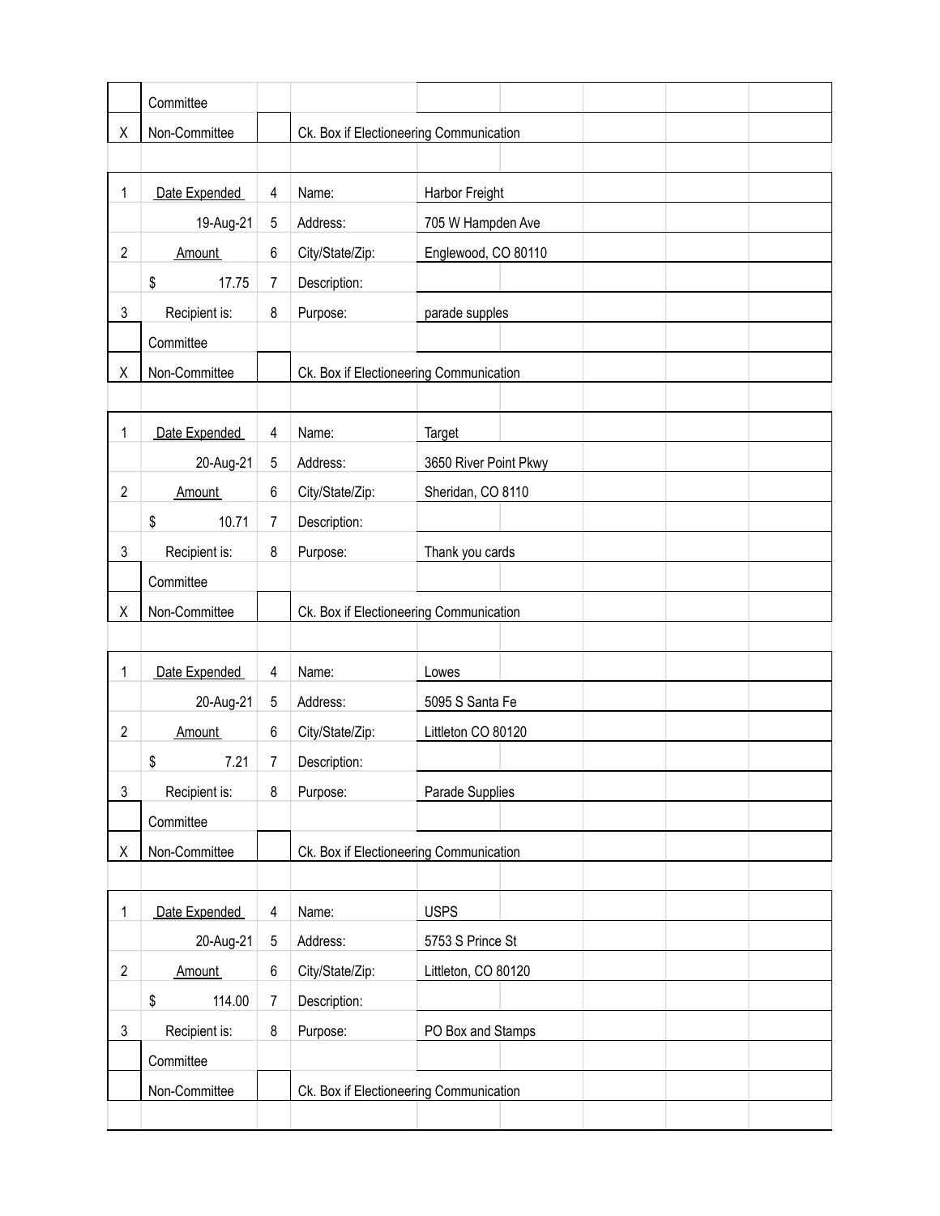| | | | | |
|---|---|---|---|---|
| | Committee | | | |
| X | Non-Committee | | Ck. Box if Electioneering Communication | |

| | | | | |
|---|---|---|---|---|
| 1 | Date Expended | 4 | Name: | Harbor Freight |
| | 19-Aug-21 | 5 | Address: | 705 W Hampden Ave |
| 2 | Amount | 6 | City/State/Zip: | Englewood, CO 80110 |
| | $ 17.75 | 7 | Description: | |
| 3 | Recipient is: | 8 | Purpose: | parade supples |
| | Committee | | | |
| X | Non-Committee | | Ck. Box if Electioneering Communication | |

| | | | | |
|---|---|---|---|---|
| 1 | Date Expended | 4 | Name: | Target |
| | 20-Aug-21 | 5 | Address: | 3650 River Point Pkwy |
| 2 | Amount | 6 | City/State/Zip: | Sheridan, CO 8110 |
| | $ 10.71 | 7 | Description: | |
| 3 | Recipient is: | 8 | Purpose: | Thank you cards |
| | Committee | | | |
| X | Non-Committee | | Ck. Box if Electioneering Communication | |

| | | | | |
|---|---|---|---|---|
| 1 | Date Expended | 4 | Name: | Lowes |
| | 20-Aug-21 | 5 | Address: | 5095 S Santa Fe |
| 2 | Amount | 6 | City/State/Zip: | Littleton CO 80120 |
| | $ 7.21 | 7 | Description: | |
| 3 | Recipient is: | 8 | Purpose: | Parade Supplies |
| | Committee | | | |
| X | Non-Committee | | Ck. Box if Electioneering Communication | |

| | | | | |
|---|---|---|---|---|
| 1 | Date Expended | 4 | Name: | USPS |
| | 20-Aug-21 | 5 | Address: | 5753 S Prince St |
| 2 | Amount | 6 | City/State/Zip: | Littleton, CO 80120 |
| | $ 114.00 | 7 | Description: | |
| 3 | Recipient is: | 8 | Purpose: | PO Box and Stamps |
| | Committee | | | |
| | Non-Committee | | Ck. Box if Electioneering Communication | |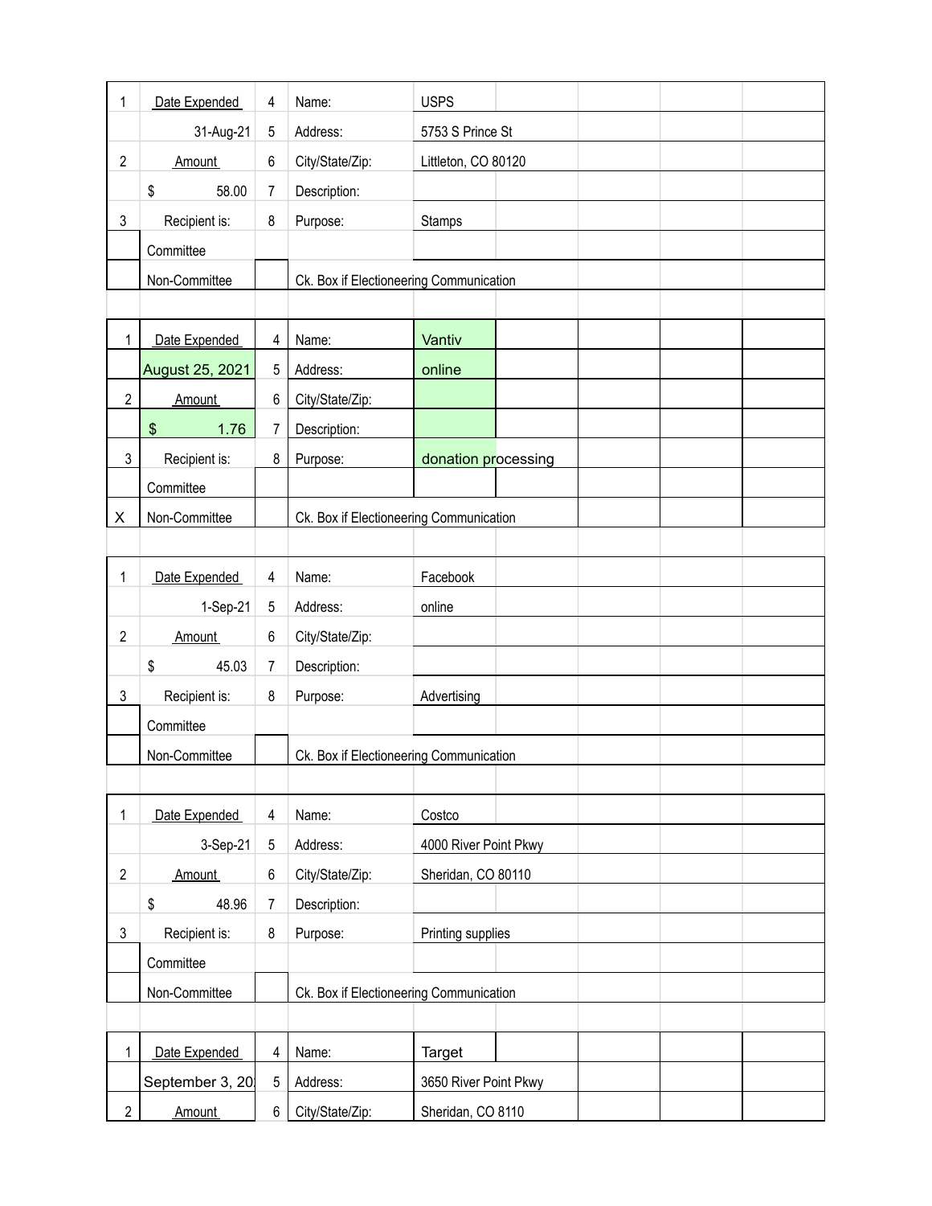| 1 | Date Expended | 4 | Name: | USPS |
|---|---|---|---|---|
| | 31-Aug-21 | 5 | Address: | 5753 S Prince St |
| 2 | Amount | 6 | City/State/Zip: | Littleton, CO 80120 |
| | $ 58.00 | 7 | Description: | |
| 3 | Recipient is: | 8 | Purpose: | Stamps |
| | Committee | | | |
| | Non-Committee | | Ck. Box if Electioneering Communication | |

| 1 | Date Expended | 4 | Name: | Vantiv |
|---|---|---|---|---|
| | August 25, 2021 | 5 | Address: | online |
| 2 | Amount | 6 | City/State/Zip: | |
| | $ 1.76 | 7 | Description: | |
| 3 | Recipient is: | 8 | Purpose: | donation processing |
| | Committee | | | |
| X | Non-Committee | | Ck. Box if Electioneering Communication | |

| 1 | Date Expended | 4 | Name: | Facebook |
|---|---|---|---|---|
| | 1-Sep-21 | 5 | Address: | online |
| 2 | Amount | 6 | City/State/Zip: | |
| | $ 45.03 | 7 | Description: | |
| 3 | Recipient is: | 8 | Purpose: | Advertising |
| | Committee | | | |
| | Non-Committee | | Ck. Box if Electioneering Communication | |

| 1 | Date Expended | 4 | Name: | Costco |
|---|---|---|---|---|
| | 3-Sep-21 | 5 | Address: | 4000 River Point Pkwy |
| 2 | Amount | 6 | City/State/Zip: | Sheridan, CO 80110 |
| | $ 48.96 | 7 | Description: | |
| 3 | Recipient is: | 8 | Purpose: | Printing supplies |
| | Committee | | | |
| | Non-Committee | | Ck. Box if Electioneering Communication | |

| 1 | Date Expended | 4 | Name: | Target |
|---|---|---|---|---|
| | September 3, 20 | 5 | Address: | 3650 River Point Pkwy |
| 2 | Amount | 6 | City/State/Zip: | Sheridan, CO 8110 |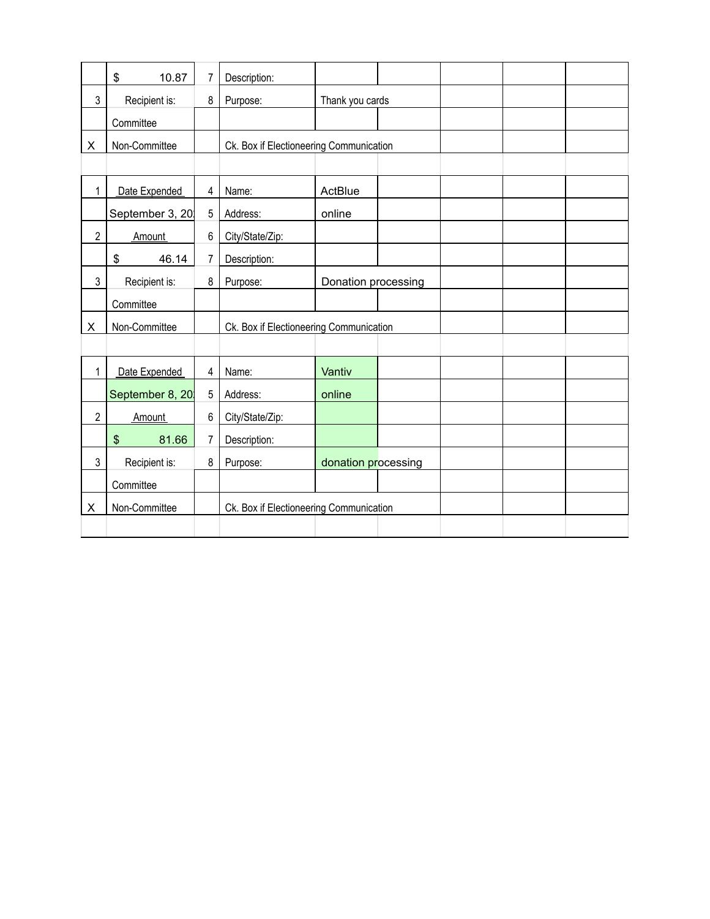|  |  |  |  |  |  |  |  |  |
|---|---|---|---|---|---|---|---|---|
|  | $ 10.87 | 7 | Description: |  |  |  |  |  |
| 3 | Recipient is: | 8 | Purpose: | Thank you cards |  |  |  |  |
|  | Committee |  |  |  |  |  |  |  |
| X | Non-Committee |  | Ck. Box if Electioneering Communication |  |  |  |  |  |

|  |  |  |  |  |  |  |  |  |
|---|---|---|---|---|---|---|---|---|
| 1 | Date Expended | 4 | Name: | ActBlue |  |  |  |  |
|  | September 3, 20 | 5 | Address: | online |  |  |  |  |
| 2 | Amount | 6 | City/State/Zip: |  |  |  |  |  |
|  | $ 46.14 | 7 | Description: |  |  |  |  |  |
| 3 | Recipient is: | 8 | Purpose: | Donation processing |  |  |  |  |
|  | Committee |  |  |  |  |  |  |  |
| X | Non-Committee |  | Ck. Box if Electioneering Communication |  |  |  |  |  |

|  |  |  |  |  |  |  |  |  |
|---|---|---|---|---|---|---|---|---|
| 1 | Date Expended | 4 | Name: | Vantiv |  |  |  |  |
|  | September 8, 20 | 5 | Address: | online |  |  |  |  |
| 2 | Amount | 6 | City/State/Zip: |  |  |  |  |  |
|  | $ 81.66 | 7 | Description: |  |  |  |  |  |
| 3 | Recipient is: | 8 | Purpose: | donation processing |  |  |  |  |
|  | Committee |  |  |  |  |  |  |  |
| X | Non-Committee |  | Ck. Box if Electioneering Communication |  |  |  |  |  |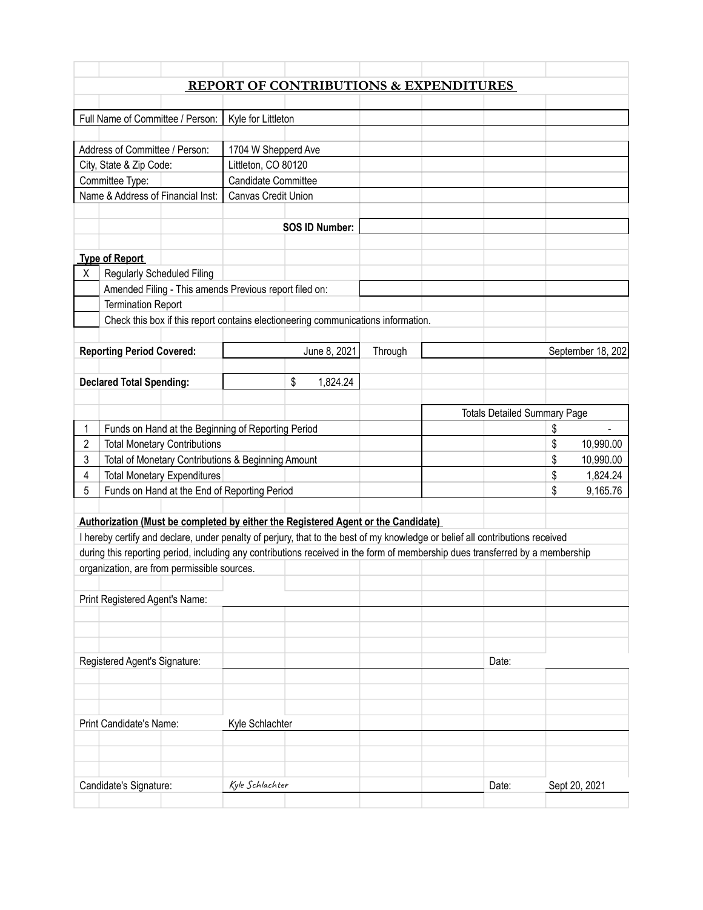# REPORT OF CONTRIBUTIONS & EXPENDITURES

| | |
|---|---|
| Full Name of Committee / Person: | Kyle for Littleton |
| Address of Committee / Person: | 1704 W Shepperd Ave |
| City, State & Zip Code: | Littleton, CO 80120 |
| Committee Type: | Candidate Committee |
| Name & Address of Financial Inst: | Canvas Credit Union |

**SOS ID Number:**

**Type of Report**

| | |
|---|---|
| X | Regularly Scheduled Filing |
| | Amended Filing - This amends Previous report filed on: |
| | Termination Report |
| | Check this box if this report contains electioneering communications information. |

**Reporting Period Covered:** June 8, 2021 Through September 18, 202

**Declared Total Spending:** $ 1,824.24

| | | Totals Detailed Summary Page |
|---|---|---|
| 1 | Funds on Hand at the Beginning of Reporting Period | $ - |
| 2 | Total Monetary Contributions | $ 10,990.00 |
| 3 | Total of Monetary Contributions & Beginning Amount | $ 10,990.00 |
| 4 | Total Monetary Expenditures | $ 1,824.24 |
| 5 | Funds on Hand at the End of Reporting Period | $ 9,165.76 |

**Authorization (Must be completed by either the Registered Agent or the Candidate)**

I hereby certify and declare, under penalty of perjury, that to the best of my knowledge or belief all contributions received during this reporting period, including any contributions received in the form of membership dues transferred by a membership organization, are from permissible sources.

Print Registered Agent's Name:

Registered Agent's Signature: Date:

Print Candidate's Name: Kyle Schlachter

Candidate's Signature: *Kyle Schlachter* Date: Sept 20, 2021